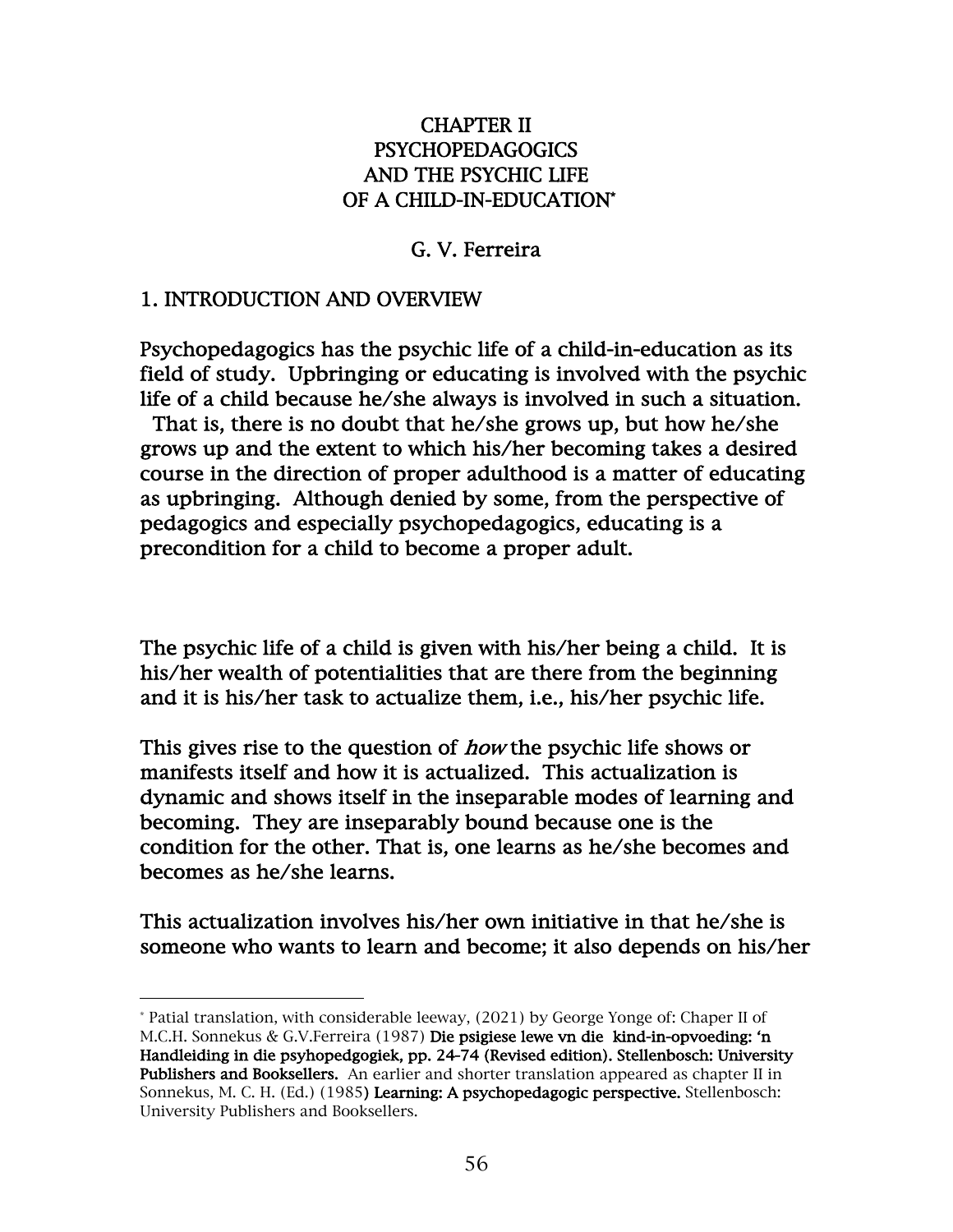# CHAPTER II
# PSYCHOPEDAGOGICS AND THE PSYCHIC LIFE OF A CHILD-IN-EDUCATION*

G. V. Ferreira

## 1. INTRODUCTION AND OVERVIEW

Psychopedagogics has the psychic life of a child-in-education as its field of study. Upbringing or educating is involved with the psychic life of a child because he/she always is involved in such a situation. That is, there is no doubt that he/she grows up, but how he/she grows up and the extent to which his/her becoming takes a desired course in the direction of proper adulthood is a matter of educating as upbringing. Although denied by some, from the perspective of pedagogics and especially psychopedagogics, educating is a precondition for a child to become a proper adult.

The psychic life of a child is given with his/her being a child. It is his/her wealth of potentialities that are there from the beginning and it is his/her task to actualize them, i.e., his/her psychic life.

This gives rise to the question of *how* the psychic life shows or manifests itself and how it is actualized. This actualization is dynamic and shows itself in the inseparable modes of learning and becoming. They are inseparably bound because one is the condition for the other. That is, one learns as he/she becomes and becomes as he/she learns.

This actualization involves his/her own initiative in that he/she is someone who wants to learn and become; it also depends on his/her

---

* Patial translation, with considerable leeway, (2021) by George Yonge of: Chaper II of M.C.H. Sonnekus & G.V.Ferreira (1987) **Die psigiese lewe vn die kind-in-opvoeding: 'n Handleiding in die psyhopedgogiek, pp. 24-74 (Revised edition). Stellenbosch: University Publishers and Booksellers.** An earlier and shorter translation appeared as chapter II in Sonnekus, M. C. H. (Ed.) (1985) **Learning: A psychopedagogic perspective.** Stellenbosch: University Publishers and Booksellers.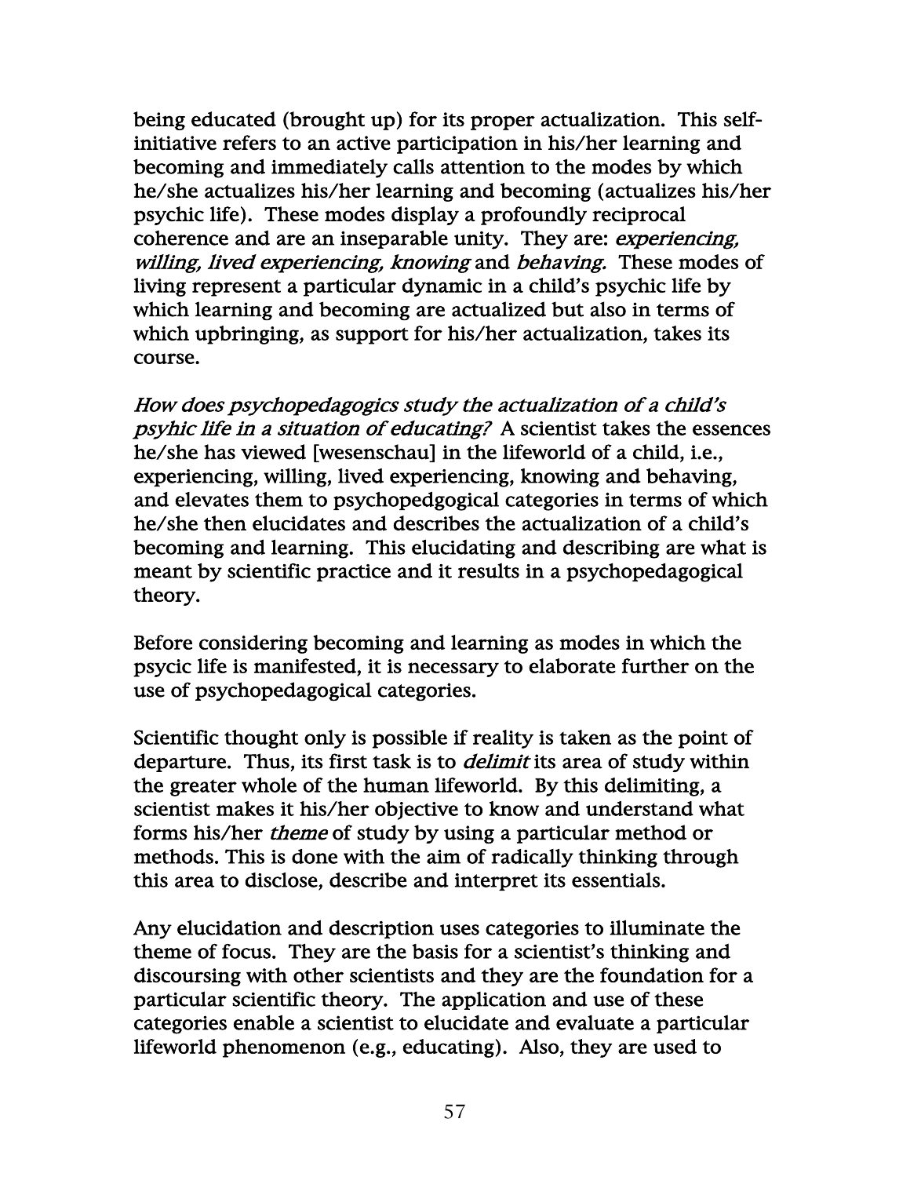being educated (brought up) for its proper actualization. This self-initiative refers to an active participation in his/her learning and becoming and immediately calls attention to the modes by which he/she actualizes his/her learning and becoming (actualizes his/her psychic life). These modes display a profoundly reciprocal coherence and are an inseparable unity. They are: *experiencing, willing, lived experiencing, knowing* and *behaving.* These modes of living represent a particular dynamic in a child's psychic life by which learning and becoming are actualized but also in terms of which upbringing, as support for his/her actualization, takes its course.

*How does psychopedagogics study the actualization of a child's psyhic life in a situation of educating?* A scientist takes the essences he/she has viewed [wesenschau] in the lifeworld of a child, i.e., experiencing, willing, lived experiencing, knowing and behaving, and elevates them to psychopedgogical categories in terms of which he/she then elucidates and describes the actualization of a child's becoming and learning. This elucidating and describing are what is meant by scientific practice and it results in a psychopedagogical theory.

Before considering becoming and learning as modes in which the psycic life is manifested, it is necessary to elaborate further on the use of psychopedagogical categories.

Scientific thought only is possible if reality is taken as the point of departure. Thus, its first task is to *delimit* its area of study within the greater whole of the human lifeworld. By this delimiting, a scientist makes it his/her objective to know and understand what forms his/her *theme* of study by using a particular method or methods. This is done with the aim of radically thinking through this area to disclose, describe and interpret its essentials.

Any elucidation and description uses categories to illuminate the theme of focus. They are the basis for a scientist's thinking and discoursing with other scientists and they are the foundation for a particular scientific theory. The application and use of these categories enable a scientist to elucidate and evaluate a particular lifeworld phenomenon (e.g., educating). Also, they are used to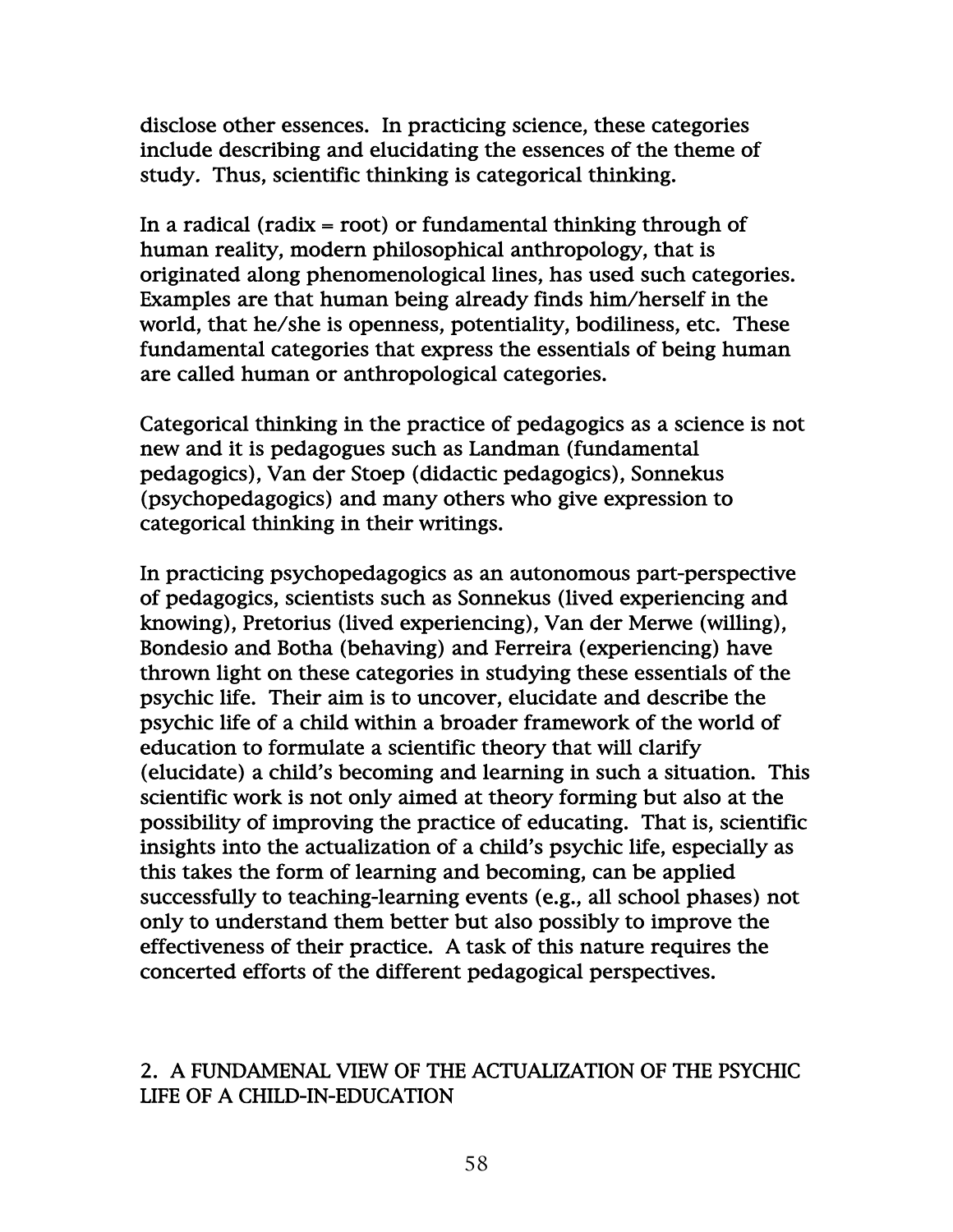disclose other essences. In practicing science, these categories include describing and elucidating the essences of the theme of study. Thus, scientific thinking is categorical thinking.

In a radical (radix = root) or fundamental thinking through of human reality, modern philosophical anthropology, that is originated along phenomenological lines, has used such categories. Examples are that human being already finds him/herself in the world, that he/she is openness, potentiality, bodiliness, etc. These fundamental categories that express the essentials of being human are called human or anthropological categories.

Categorical thinking in the practice of pedagogics as a science is not new and it is pedagogues such as Landman (fundamental pedagogics), Van der Stoep (didactic pedagogics), Sonnekus (psychopedagogics) and many others who give expression to categorical thinking in their writings.

In practicing psychopedagogics as an autonomous part-perspective of pedagogics, scientists such as Sonnekus (lived experiencing and knowing), Pretorius (lived experiencing), Van der Merwe (willing), Bondesio and Botha (behaving) and Ferreira (experiencing) have thrown light on these categories in studying these essentials of the psychic life. Their aim is to uncover, elucidate and describe the psychic life of a child within a broader framework of the world of education to formulate a scientific theory that will clarify (elucidate) a child's becoming and learning in such a situation. This scientific work is not only aimed at theory forming but also at the possibility of improving the practice of educating. That is, scientific insights into the actualization of a child's psychic life, especially as this takes the form of learning and becoming, can be applied successfully to teaching-learning events (e.g., all school phases) not only to understand them better but also possibly to improve the effectiveness of their practice. A task of this nature requires the concerted efforts of the different pedagogical perspectives.

## 2. A FUNDAMENAL VIEW OF THE ACTUALIZATION OF THE PSYCHIC LIFE OF A CHILD-IN-EDUCATION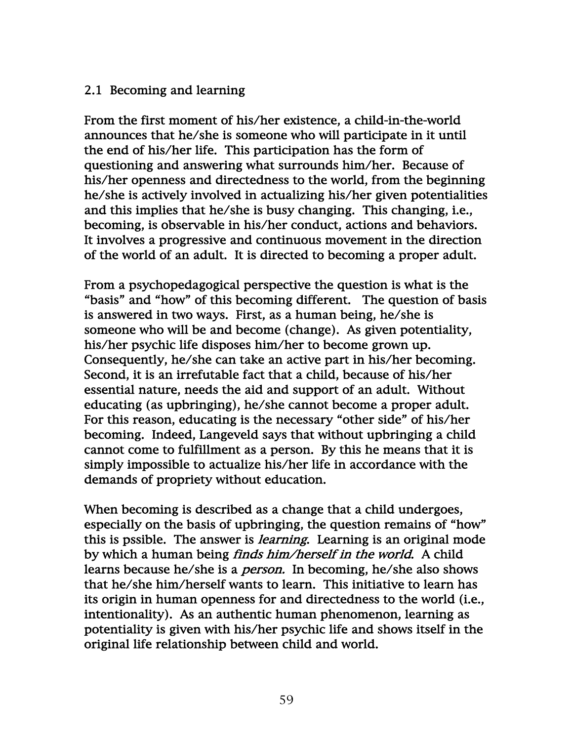## 2.1 Becoming and learning

From the first moment of his/her existence, a child-in-the-world announces that he/she is someone who will participate in it until the end of his/her life. This participation has the form of questioning and answering what surrounds him/her. Because of his/her openness and directedness to the world, from the beginning he/she is actively involved in actualizing his/her given potentialities and this implies that he/she is busy changing. This changing, i.e., becoming, is observable in his/her conduct, actions and behaviors. It involves a progressive and continuous movement in the direction of the world of an adult. It is directed to becoming a proper adult.

From a psychopedagogical perspective the question is what is the "basis" and "how" of this becoming different. The question of basis is answered in two ways. First, as a human being, he/she is someone who will be and become (change). As given potentiality, his/her psychic life disposes him/her to become grown up. Consequently, he/she can take an active part in his/her becoming. Second, it is an irrefutable fact that a child, because of his/her essential nature, needs the aid and support of an adult. Without educating (as upbringing), he/she cannot become a proper adult. For this reason, educating is the necessary "other side" of his/her becoming. Indeed, Langeveld says that without upbringing a child cannot come to fulfillment as a person. By this he means that it is simply impossible to actualize his/her life in accordance with the demands of propriety without education.

When becoming is described as a change that a child undergoes, especially on the basis of upbringing, the question remains of "how" this is pssible. The answer is *learning*. Learning is an original mode by which a human being *finds him/herself in the world*. A child learns because he/she is a *person.* In becoming, he/she also shows that he/she him/herself wants to learn. This initiative to learn has its origin in human openness for and directedness to the world (i.e., intentionality). As an authentic human phenomenon, learning as potentiality is given with his/her psychic life and shows itself in the original life relationship between child and world.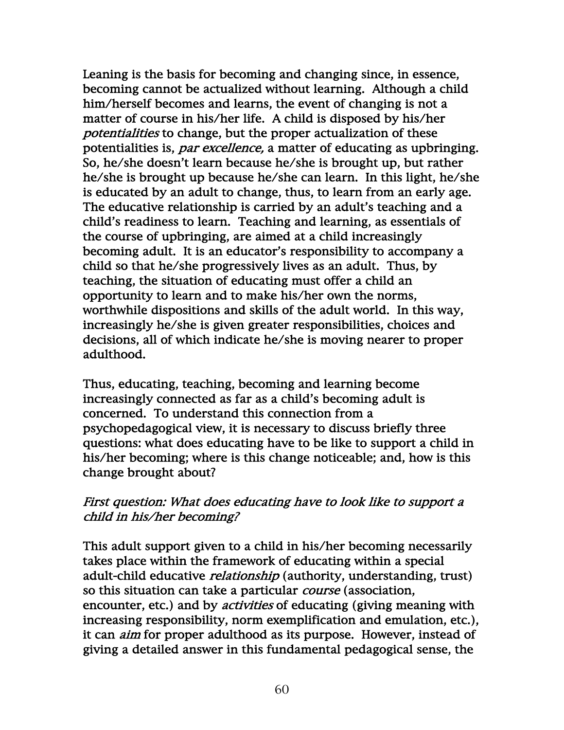Leaning is the basis for becoming and changing since, in essence, becoming cannot be actualized without learning. Although a child him/herself becomes and learns, the event of changing is not a matter of course in his/her life. A child is disposed by his/her *potentialities* to change, but the proper actualization of these potentialities is, *par excellence,* a matter of educating as upbringing. So, he/she doesn't learn because he/she is brought up, but rather he/she is brought up because he/she can learn. In this light, he/she is educated by an adult to change, thus, to learn from an early age. The educative relationship is carried by an adult's teaching and a child's readiness to learn. Teaching and learning, as essentials of the course of upbringing, are aimed at a child increasingly becoming adult. It is an educator's responsibility to accompany a child so that he/she progressively lives as an adult. Thus, by teaching, the situation of educating must offer a child an opportunity to learn and to make his/her own the norms, worthwhile dispositions and skills of the adult world. In this way, increasingly he/she is given greater responsibilities, choices and decisions, all of which indicate he/she is moving nearer to proper adulthood.

Thus, educating, teaching, becoming and learning become increasingly connected as far as a child's becoming adult is concerned. To understand this connection from a psychopedagogical view, it is necessary to discuss briefly three questions: what does educating have to be like to support a child in his/her becoming; where is this change noticeable; and, how is this change brought about?

*First question: What does educating have to look like to support a child in his/her becoming?*

This adult support given to a child in his/her becoming necessarily takes place within the framework of educating within a special adult-child educative *relationship* (authority, understanding, trust) so this situation can take a particular *course* (association, encounter, etc.) and by *activities* of educating (giving meaning with increasing responsibility, norm exemplification and emulation, etc.), it can *aim* for proper adulthood as its purpose. However, instead of giving a detailed answer in this fundamental pedagogical sense, the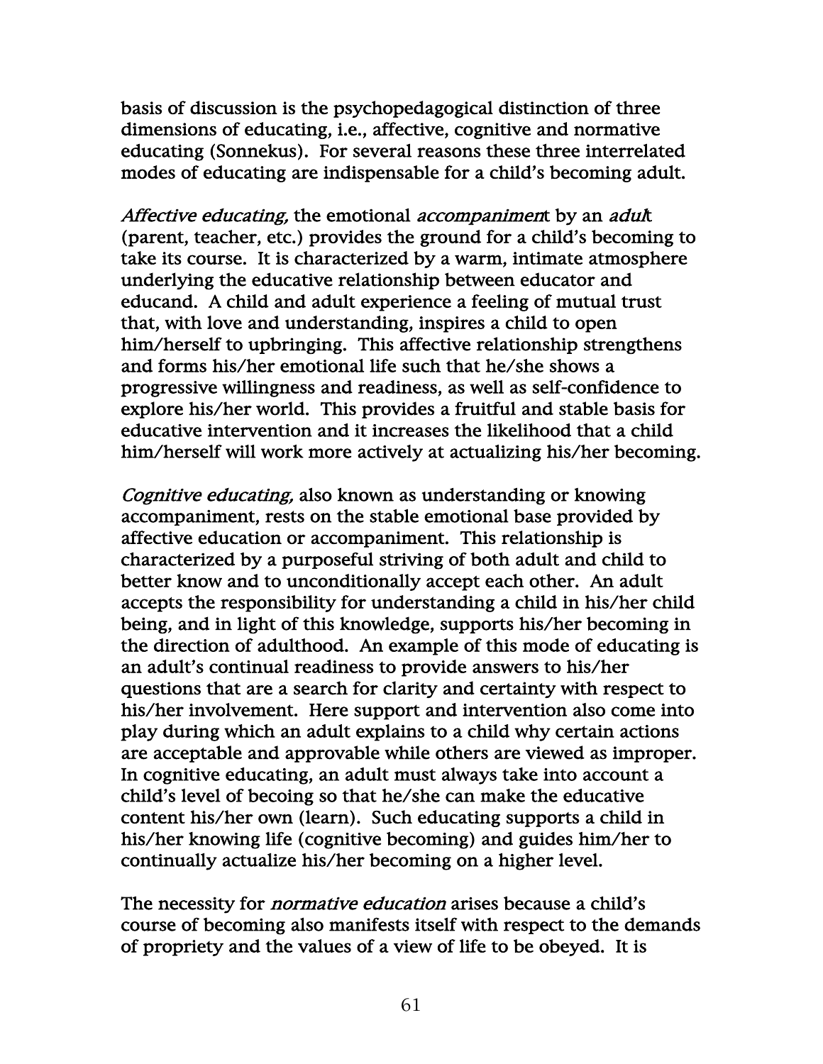basis of discussion is the psychopedagogical distinction of three dimensions of educating, i.e., affective, cognitive and normative educating (Sonnekus). For several reasons these three interrelated modes of educating are indispensable for a child's becoming adult.

*Affective educating,* the emotional *accompaniment* by an *adult* (parent, teacher, etc.) provides the ground for a child's becoming to take its course. It is characterized by a warm, intimate atmosphere underlying the educative relationship between educator and educand. A child and adult experience a feeling of mutual trust that, with love and understanding, inspires a child to open him/herself to upbringing. This affective relationship strengthens and forms his/her emotional life such that he/she shows a progressive willingness and readiness, as well as self-confidence to explore his/her world. This provides a fruitful and stable basis for educative intervention and it increases the likelihood that a child him/herself will work more actively at actualizing his/her becoming.

*Cognitive educating,* also known as understanding or knowing accompaniment, rests on the stable emotional base provided by affective education or accompaniment. This relationship is characterized by a purposeful striving of both adult and child to better know and to unconditionally accept each other. An adult accepts the responsibility for understanding a child in his/her child being, and in light of this knowledge, supports his/her becoming in the direction of adulthood. An example of this mode of educating is an adult's continual readiness to provide answers to his/her questions that are a search for clarity and certainty with respect to his/her involvement. Here support and intervention also come into play during which an adult explains to a child why certain actions are acceptable and approvable while others are viewed as improper. In cognitive educating, an adult must always take into account a child's level of becoing so that he/she can make the educative content his/her own (learn). Such educating supports a child in his/her knowing life (cognitive becoming) and guides him/her to continually actualize his/her becoming on a higher level.

The necessity for *normative education* arises because a child's course of becoming also manifests itself with respect to the demands of propriety and the values of a view of life to be obeyed. It is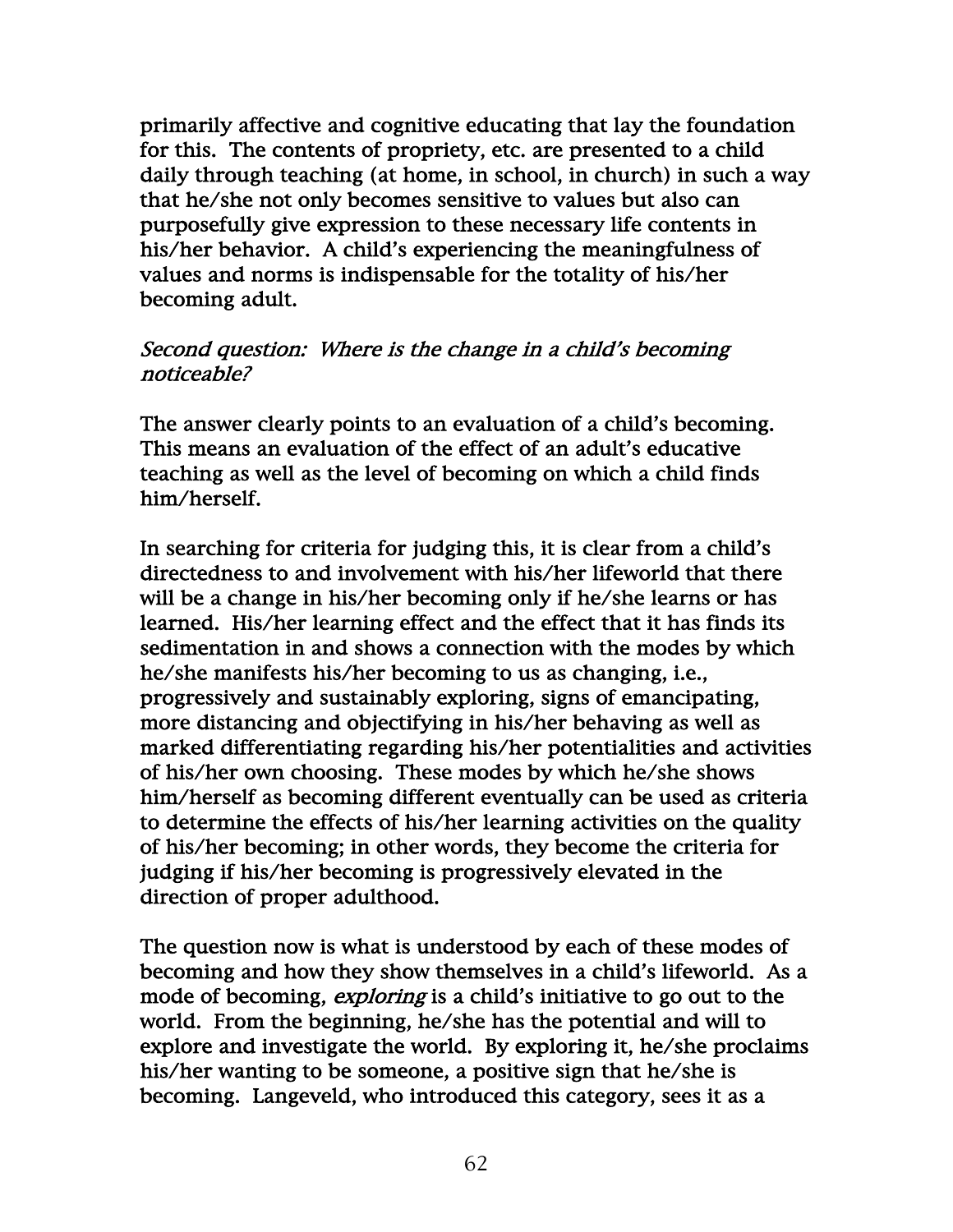primarily affective and cognitive educating that lay the foundation for this. The contents of propriety, etc. are presented to a child daily through teaching (at home, in school, in church) in such a way that he/she not only becomes sensitive to values but also can purposefully give expression to these necessary life contents in his/her behavior. A child's experiencing the meaningfulness of values and norms is indispensable for the totality of his/her becoming adult.

*Second question: Where is the change in a child's becoming noticeable?*

The answer clearly points to an evaluation of a child's becoming. This means an evaluation of the effect of an adult's educative teaching as well as the level of becoming on which a child finds him/herself.

In searching for criteria for judging this, it is clear from a child's directedness to and involvement with his/her lifeworld that there will be a change in his/her becoming only if he/she learns or has learned. His/her learning effect and the effect that it has finds its sedimentation in and shows a connection with the modes by which he/she manifests his/her becoming to us as changing, i.e., progressively and sustainably exploring, signs of emancipating, more distancing and objectifying in his/her behaving as well as marked differentiating regarding his/her potentialities and activities of his/her own choosing. These modes by which he/she shows him/herself as becoming different eventually can be used as criteria to determine the effects of his/her learning activities on the quality of his/her becoming; in other words, they become the criteria for judging if his/her becoming is progressively elevated in the direction of proper adulthood.

The question now is what is understood by each of these modes of becoming and how they show themselves in a child's lifeworld. As a mode of becoming, *exploring* is a child's initiative to go out to the world. From the beginning, he/she has the potential and will to explore and investigate the world. By exploring it, he/she proclaims his/her wanting to be someone, a positive sign that he/she is becoming. Langeveld, who introduced this category, sees it as a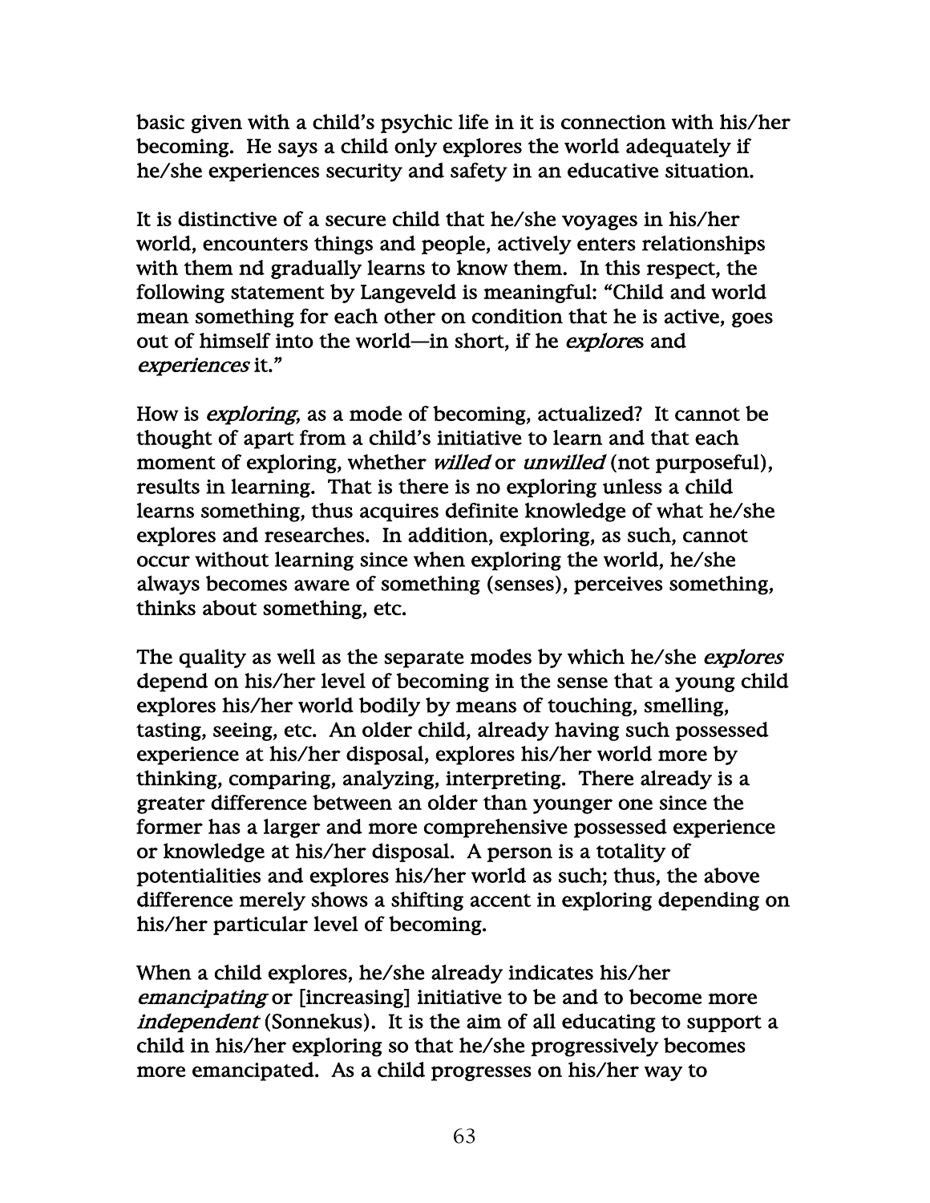basic given with a child's psychic life in it is connection with his/her becoming. He says a child only explores the world adequately if he/she experiences security and safety in an educative situation.

It is distinctive of a secure child that he/she voyages in his/her world, encounters things and people, actively enters relationships with them nd gradually learns to know them. In this respect, the following statement by Langeveld is meaningful: "Child and world mean something for each other on condition that he is active, goes out of himself into the world—in short, if he *explores* and *experiences* it."

How is *exploring*, as a mode of becoming, actualized? It cannot be thought of apart from a child's initiative to learn and that each moment of exploring, whether *willed* or *unwilled* (not purposeful), results in learning. That is there is no exploring unless a child learns something, thus acquires definite knowledge of what he/she explores and researches. In addition, exploring, as such, cannot occur without learning since when exploring the world, he/she always becomes aware of something (senses), perceives something, thinks about something, etc.

The quality as well as the separate modes by which he/she *explores* depend on his/her level of becoming in the sense that a young child explores his/her world bodily by means of touching, smelling, tasting, seeing, etc. An older child, already having such possessed experience at his/her disposal, explores his/her world more by thinking, comparing, analyzing, interpreting. There already is a greater difference between an older than younger one since the former has a larger and more comprehensive possessed experience or knowledge at his/her disposal. A person is a totality of potentialities and explores his/her world as such; thus, the above difference merely shows a shifting accent in exploring depending on his/her particular level of becoming.

When a child explores, he/she already indicates his/her *emancipating* or [increasing] initiative to be and to become more *independent* (Sonnekus). It is the aim of all educating to support a child in his/her exploring so that he/she progressively becomes more emancipated. As a child progresses on his/her way to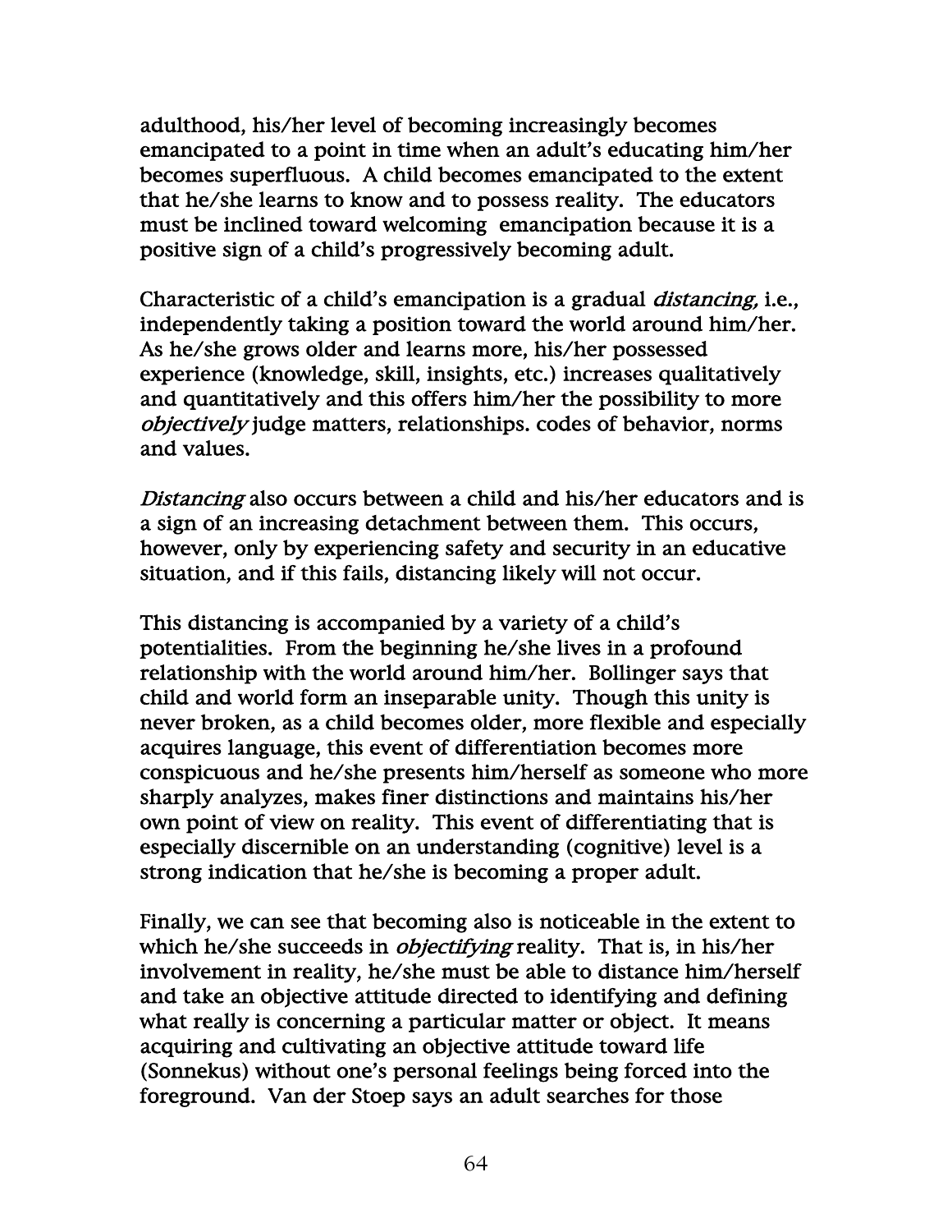adulthood, his/her level of becoming increasingly becomes emancipated to a point in time when an adult's educating him/her becomes superfluous. A child becomes emancipated to the extent that he/she learns to know and to possess reality. The educators must be inclined toward welcoming emancipation because it is a positive sign of a child's progressively becoming adult.

Characteristic of a child's emancipation is a gradual *distancing,* i.e., independently taking a position toward the world around him/her. As he/she grows older and learns more, his/her possessed experience (knowledge, skill, insights, etc.) increases qualitatively and quantitatively and this offers him/her the possibility to more *objectively* judge matters, relationships. codes of behavior, norms and values.

*Distancing* also occurs between a child and his/her educators and is a sign of an increasing detachment between them. This occurs, however, only by experiencing safety and security in an educative situation, and if this fails, distancing likely will not occur.

This distancing is accompanied by a variety of a child's potentialities. From the beginning he/she lives in a profound relationship with the world around him/her. Bollinger says that child and world form an inseparable unity. Though this unity is never broken, as a child becomes older, more flexible and especially acquires language, this event of differentiation becomes more conspicuous and he/she presents him/herself as someone who more sharply analyzes, makes finer distinctions and maintains his/her own point of view on reality. This event of differentiating that is especially discernible on an understanding (cognitive) level is a strong indication that he/she is becoming a proper adult.

Finally, we can see that becoming also is noticeable in the extent to which he/she succeeds in *objectifying* reality. That is, in his/her involvement in reality, he/she must be able to distance him/herself and take an objective attitude directed to identifying and defining what really is concerning a particular matter or object. It means acquiring and cultivating an objective attitude toward life (Sonnekus) without one's personal feelings being forced into the foreground. Van der Stoep says an adult searches for those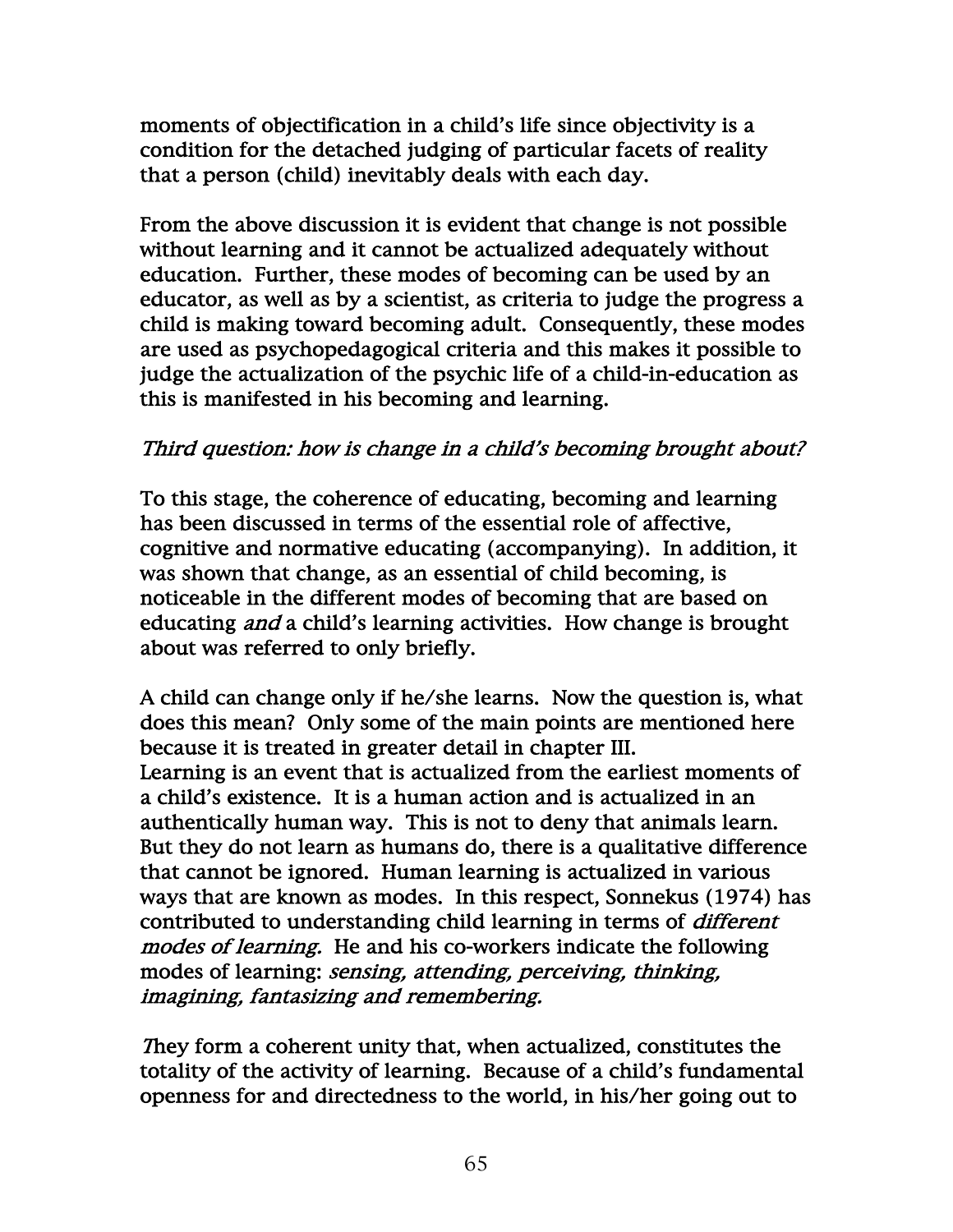moments of objectification in a child's life since objectivity is a condition for the detached judging of particular facets of reality that a person (child) inevitably deals with each day.

From the above discussion it is evident that change is not possible without learning and it cannot be actualized adequately without education. Further, these modes of becoming can be used by an educator, as well as by a scientist, as criteria to judge the progress a child is making toward becoming adult. Consequently, these modes are used as psychopedagogical criteria and this makes it possible to judge the actualization of the psychic life of a child-in-education as this is manifested in his becoming and learning.

*Third question: how is change in a child's becoming brought about?*

To this stage, the coherence of educating, becoming and learning has been discussed in terms of the essential role of affective, cognitive and normative educating (accompanying). In addition, it was shown that change, as an essential of child becoming, is noticeable in the different modes of becoming that are based on educating *and* a child's learning activities. How change is brought about was referred to only briefly.

A child can change only if he/she learns. Now the question is, what does this mean? Only some of the main points are mentioned here because it is treated in greater detail in chapter III.
Learning is an event that is actualized from the earliest moments of a child's existence. It is a human action and is actualized in an authentically human way. This is not to deny that animals learn. But they do not learn as humans do, there is a qualitative difference that cannot be ignored. Human learning is actualized in various ways that are known as modes. In this respect, Sonnekus (1974) has contributed to understanding child learning in terms of *different modes of learning*. He and his co-workers indicate the following modes of learning: *sensing, attending, perceiving, thinking, imagining, fantasizing and remembering.*

They form a coherent unity that, when actualized, constitutes the totality of the activity of learning. Because of a child's fundamental openness for and directedness to the world, in his/her going out to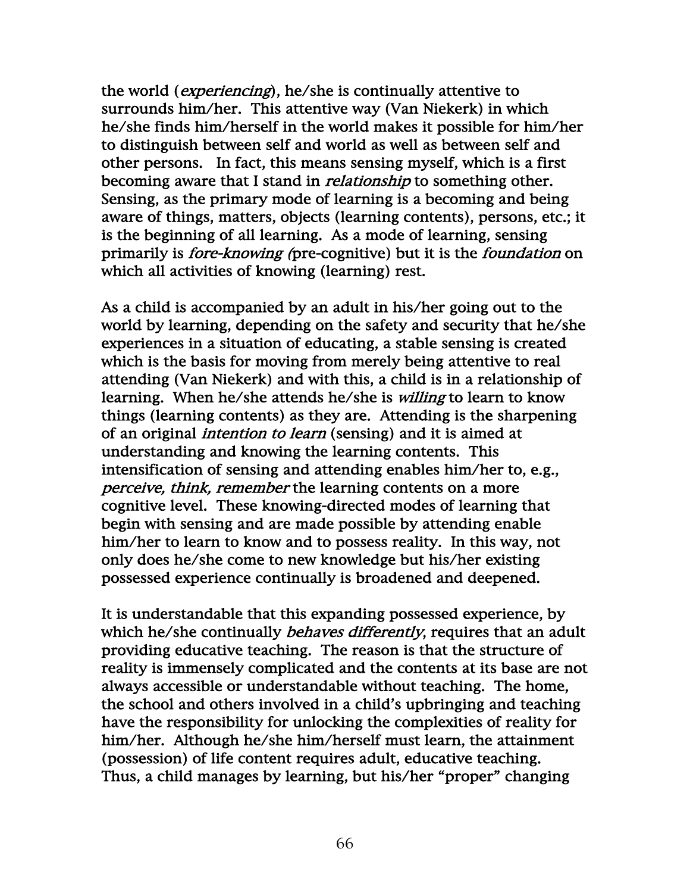the world (*experiencing*), he/she is continually attentive to surrounds him/her. This attentive way (Van Niekerk) in which he/she finds him/herself in the world makes it possible for him/her to distinguish between self and world as well as between self and other persons. In fact, this means sensing myself, which is a first becoming aware that I stand in *relationship* to something other. Sensing, as the primary mode of learning is a becoming and being aware of things, matters, objects (learning contents), persons, etc.; it is the beginning of all learning. As a mode of learning, sensing primarily is *fore-knowing (*pre-cognitive) but it is the *foundation* on which all activities of knowing (learning) rest.

As a child is accompanied by an adult in his/her going out to the world by learning, depending on the safety and security that he/she experiences in a situation of educating, a stable sensing is created which is the basis for moving from merely being attentive to real attending (Van Niekerk) and with this, a child is in a relationship of learning. When he/she attends he/she is *willing* to learn to know things (learning contents) as they are. Attending is the sharpening of an original *intention to learn* (sensing) and it is aimed at understanding and knowing the learning contents. This intensification of sensing and attending enables him/her to, e.g., *perceive, think, remember* the learning contents on a more cognitive level. These knowing-directed modes of learning that begin with sensing and are made possible by attending enable him/her to learn to know and to possess reality. In this way, not only does he/she come to new knowledge but his/her existing possessed experience continually is broadened and deepened.

It is understandable that this expanding possessed experience, by which he/she continually *behaves differently*, requires that an adult providing educative teaching. The reason is that the structure of reality is immensely complicated and the contents at its base are not always accessible or understandable without teaching. The home, the school and others involved in a child's upbringing and teaching have the responsibility for unlocking the complexities of reality for him/her. Although he/she him/herself must learn, the attainment (possession) of life content requires adult, educative teaching. Thus, a child manages by learning, but his/her "proper" changing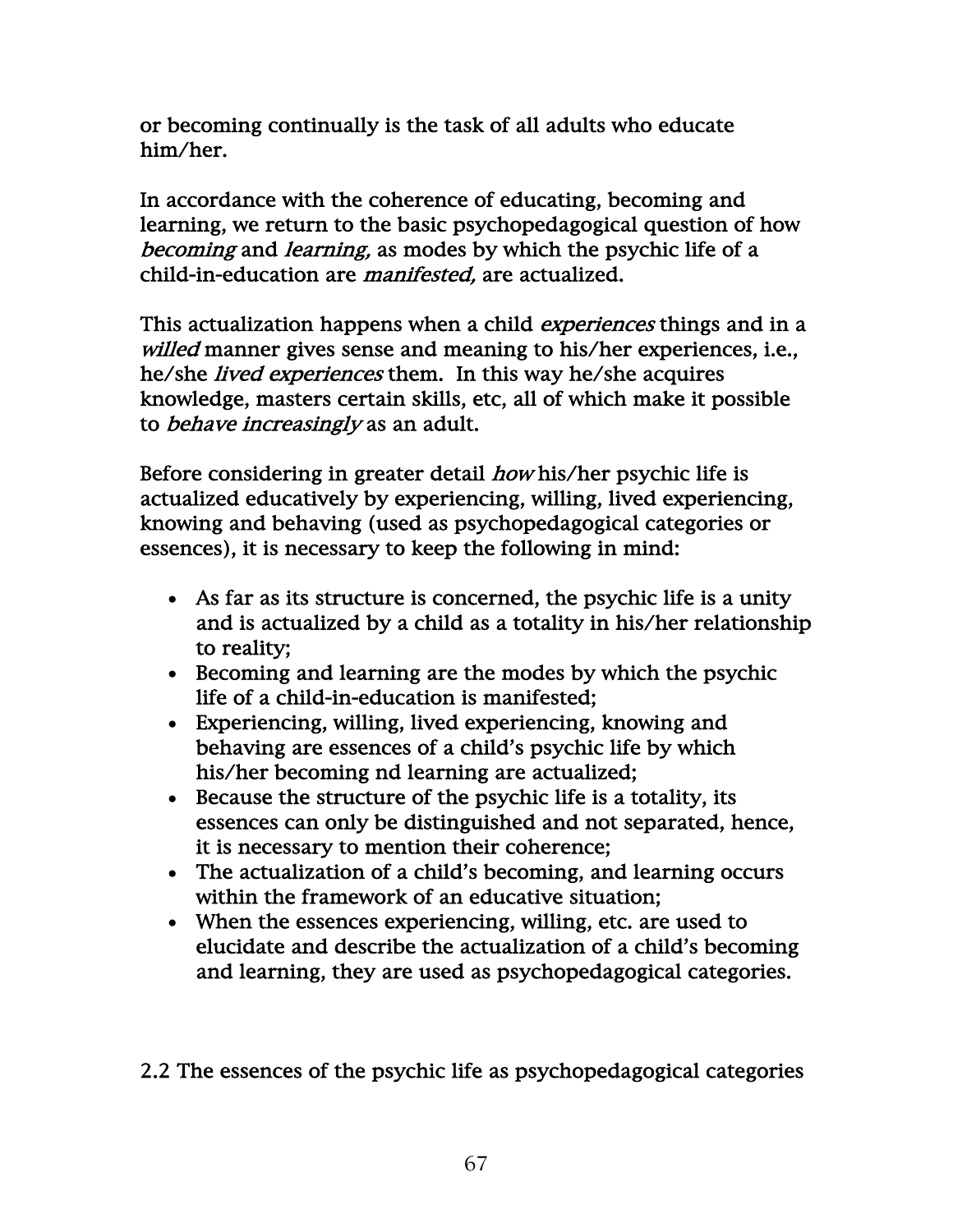or becoming continually is the task of all adults who educate him/her.

In accordance with the coherence of educating, becoming and learning, we return to the basic psychopedagogical question of how *becoming* and *learning,* as modes by which the psychic life of a child-in-education are *manifested,* are actualized.

This actualization happens when a child *experiences* things and in a *willed* manner gives sense and meaning to his/her experiences, i.e., he/she *lived experiences* them. In this way he/she acquires knowledge, masters certain skills, etc, all of which make it possible to *behave increasingly* as an adult.

Before considering in greater detail *how* his/her psychic life is actualized educatively by experiencing, willing, lived experiencing, knowing and behaving (used as psychopedagogical categories or essences), it is necessary to keep the following in mind:

- As far as its structure is concerned, the psychic life is a unity and is actualized by a child as a totality in his/her relationship to reality;
- Becoming and learning are the modes by which the psychic life of a child-in-education is manifested;
- Experiencing, willing, lived experiencing, knowing and behaving are essences of a child's psychic life by which his/her becoming nd learning are actualized;
- Because the structure of the psychic life is a totality, its essences can only be distinguished and not separated, hence, it is necessary to mention their coherence;
- The actualization of a child's becoming, and learning occurs within the framework of an educative situation;
- When the essences experiencing, willing, etc. are used to elucidate and describe the actualization of a child's becoming and learning, they are used as psychopedagogical categories.

## 2.2 The essences of the psychic life as psychopedagogical categories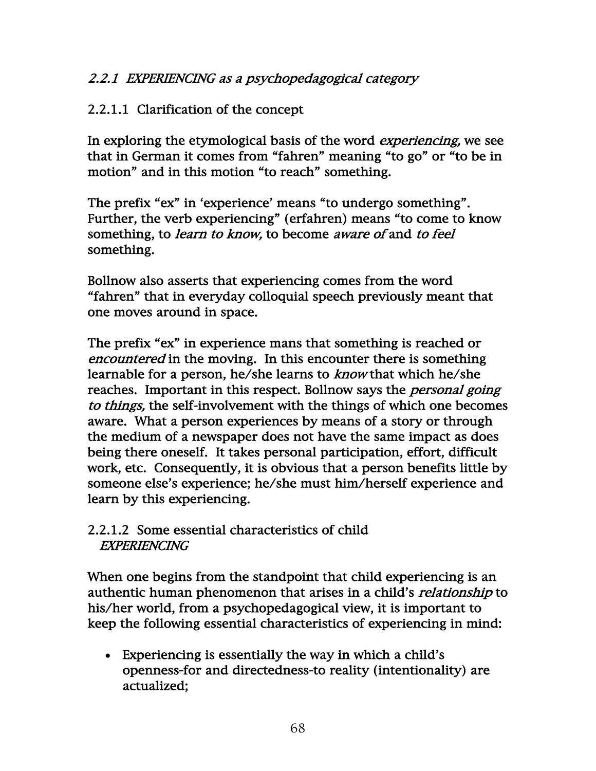### *2.2.1 EXPERIENCING as a psychopedagogical category*

2.2.1.1 Clarification of the concept

In exploring the etymological basis of the word *experiencing,* we see that in German it comes from "fahren" meaning "to go" or "to be in motion" and in this motion "to reach" something.

The prefix "ex" in 'experience' means "to undergo something". Further, the verb experiencing" (erfahren) means "to come to know something, to *learn to know,* to become *aware of* and *to feel* something.

Bollnow also asserts that experiencing comes from the word "fahren" that in everyday colloquial speech previously meant that one moves around in space.

The prefix "ex" in experience mans that something is reached or *encountered* in the moving. In this encounter there is something learnable for a person, he/she learns to *know* that which he/she reaches. Important in this respect. Bollnow says the *personal going to things,* the self-involvement with the things of which one becomes aware. What a person experiences by means of a story or through the medium of a newspaper does not have the same impact as does being there oneself. It takes personal participation, effort, difficult work, etc. Consequently, it is obvious that a person benefits little by someone else's experience; he/she must him/herself experience and learn by this experiencing.

2.2.1.2 Some essential characteristics of child *EXPERIENCING*

When one begins from the standpoint that child experiencing is an authentic human phenomenon that arises in a child's *relationship* to his/her world, from a psychopedagogical view, it is important to keep the following essential characteristics of experiencing in mind:

- Experiencing is essentially the way in which a child's openness-for and directedness-to reality (intentionality) are actualized;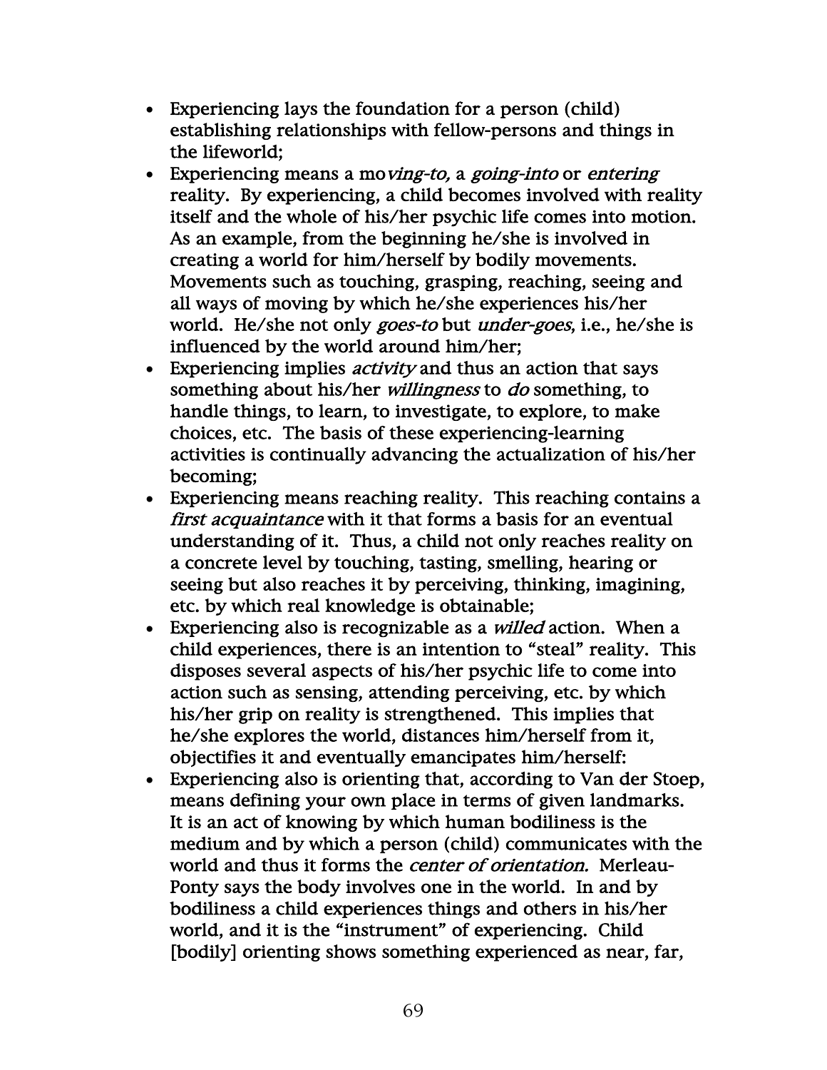- Experiencing lays the foundation for a person (child) establishing relationships with fellow-persons and things in the lifeworld;
- Experiencing means a mo*ving-to,* a *going-into* or *entering* reality. By experiencing, a child becomes involved with reality itself and the whole of his/her psychic life comes into motion. As an example, from the beginning he/she is involved in creating a world for him/herself by bodily movements. Movements such as touching, grasping, reaching, seeing and all ways of moving by which he/she experiences his/her world. He/she not only *goes-to* but *under-goes,* i.e., he/she is influenced by the world around him/her;
- Experiencing implies *activity* and thus an action that says something about his/her *willingness* to *do* something, to handle things, to learn, to investigate, to explore, to make choices, etc. The basis of these experiencing-learning activities is continually advancing the actualization of his/her becoming;
- Experiencing means reaching reality. This reaching contains a *first acquaintance* with it that forms a basis for an eventual understanding of it. Thus, a child not only reaches reality on a concrete level by touching, tasting, smelling, hearing or seeing but also reaches it by perceiving, thinking, imagining, etc. by which real knowledge is obtainable;
- Experiencing also is recognizable as a *willed* action. When a child experiences, there is an intention to "steal" reality. This disposes several aspects of his/her psychic life to come into action such as sensing, attending perceiving, etc. by which his/her grip on reality is strengthened. This implies that he/she explores the world, distances him/herself from it, objectifies it and eventually emancipates him/herself:
- Experiencing also is orienting that, according to Van der Stoep, means defining your own place in terms of given landmarks. It is an act of knowing by which human bodiliness is the medium and by which a person (child) communicates with the world and thus it forms the *center of orientation.* Merleau-Ponty says the body involves one in the world. In and by bodiliness a child experiences things and others in his/her world, and it is the "instrument" of experiencing. Child [bodily] orienting shows something experienced as near, far,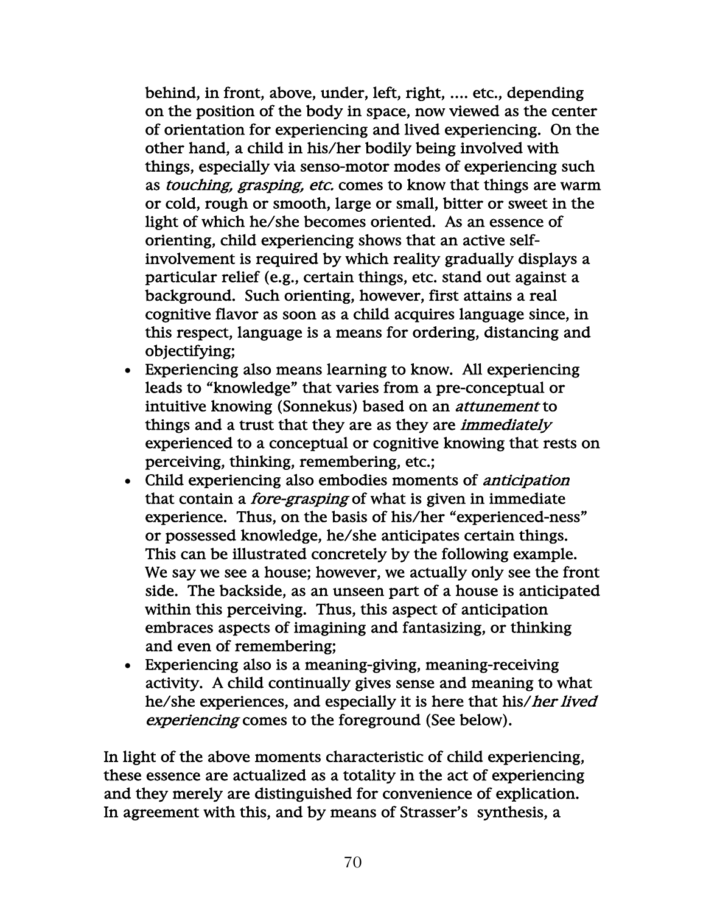behind, in front, above, under, left, right, .... etc., depending on the position of the body in space, now viewed as the center of orientation for experiencing and lived experiencing. On the other hand, a child in his/her bodily being involved with things, especially via senso-motor modes of experiencing such as *touching, grasping, etc.* comes to know that things are warm or cold, rough or smooth, large or small, bitter or sweet in the light of which he/she becomes oriented. As an essence of orienting, child experiencing shows that an active self-involvement is required by which reality gradually displays a particular relief (e.g., certain things, etc. stand out against a background. Such orienting, however, first attains a real cognitive flavor as soon as a child acquires language since, in this respect, language is a means for ordering, distancing and objectifying;

- Experiencing also means learning to know. All experiencing leads to "knowledge" that varies from a pre-conceptual or intuitive knowing (Sonnekus) based on an *attunement* to things and a trust that they are as they are *immediately* experienced to a conceptual or cognitive knowing that rests on perceiving, thinking, remembering, etc.;
- Child experiencing also embodies moments of *anticipation* that contain a *fore-grasping* of what is given in immediate experience. Thus, on the basis of his/her "experienced-ness" or possessed knowledge, he/she anticipates certain things. This can be illustrated concretely by the following example. We say we see a house; however, we actually only see the front side. The backside, as an unseen part of a house is anticipated within this perceiving. Thus, this aspect of anticipation embraces aspects of imagining and fantasizing, or thinking and even of remembering;
- Experiencing also is a meaning-giving, meaning-receiving activity. A child continually gives sense and meaning to what he/she experiences, and especially it is here that his/*her lived experiencing* comes to the foreground (See below).

In light of the above moments characteristic of child experiencing, these essence are actualized as a totality in the act of experiencing and they merely are distinguished for convenience of explication. In agreement with this, and by means of Strasser's synthesis, a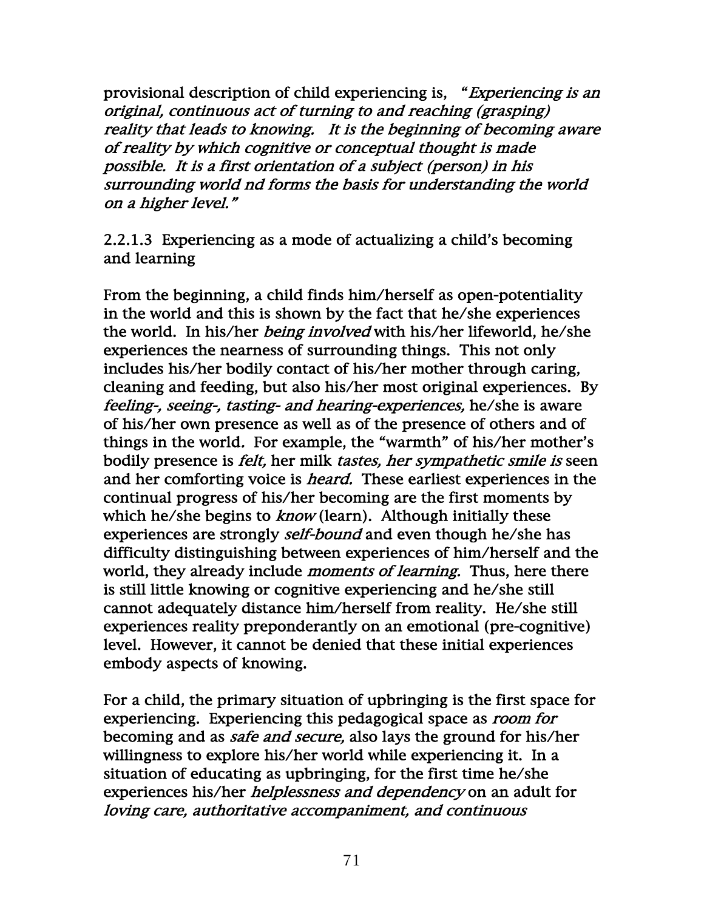provisional description of child experiencing is, "*Experiencing is an original, continuous act of turning to and reaching (grasping) reality that leads to knowing. It is the beginning of becoming aware of reality by which cognitive or conceptual thought is made possible. It is a first orientation of a subject (person) in his surrounding world nd forms the basis for understanding the world on a higher level.*"

### 2.2.1.3 Experiencing as a mode of actualizing a child's becoming and learning

From the beginning, a child finds him/herself as open-potentiality in the world and this is shown by the fact that he/she experiences the world. In his/her *being involved* with his/her lifeworld, he/she experiences the nearness of surrounding things. This not only includes his/her bodily contact of his/her mother through caring, cleaning and feeding, but also his/her most original experiences. By *feeling-, seeing-, tasting- and hearing-experiences,* he/she is aware of his/her own presence as well as of the presence of others and of things in the world. For example, the "warmth" of his/her mother's bodily presence is *felt,* her milk *tastes, her sympathetic smile is* seen and her comforting voice is *heard.* These earliest experiences in the continual progress of his/her becoming are the first moments by which he/she begins to *know* (learn). Although initially these experiences are strongly *self-bound* and even though he/she has difficulty distinguishing between experiences of him/herself and the world, they already include *moments of learning.* Thus, here there is still little knowing or cognitive experiencing and he/she still cannot adequately distance him/herself from reality. He/she still experiences reality preponderantly on an emotional (pre-cognitive) level. However, it cannot be denied that these initial experiences embody aspects of knowing.

For a child, the primary situation of upbringing is the first space for experiencing. Experiencing this pedagogical space as *room for* becoming and as *safe and secure,* also lays the ground for his/her willingness to explore his/her world while experiencing it. In a situation of educating as upbringing, for the first time he/she experiences his/her *helplessness and dependency* on an adult for *loving care, authoritative accompaniment, and continuous*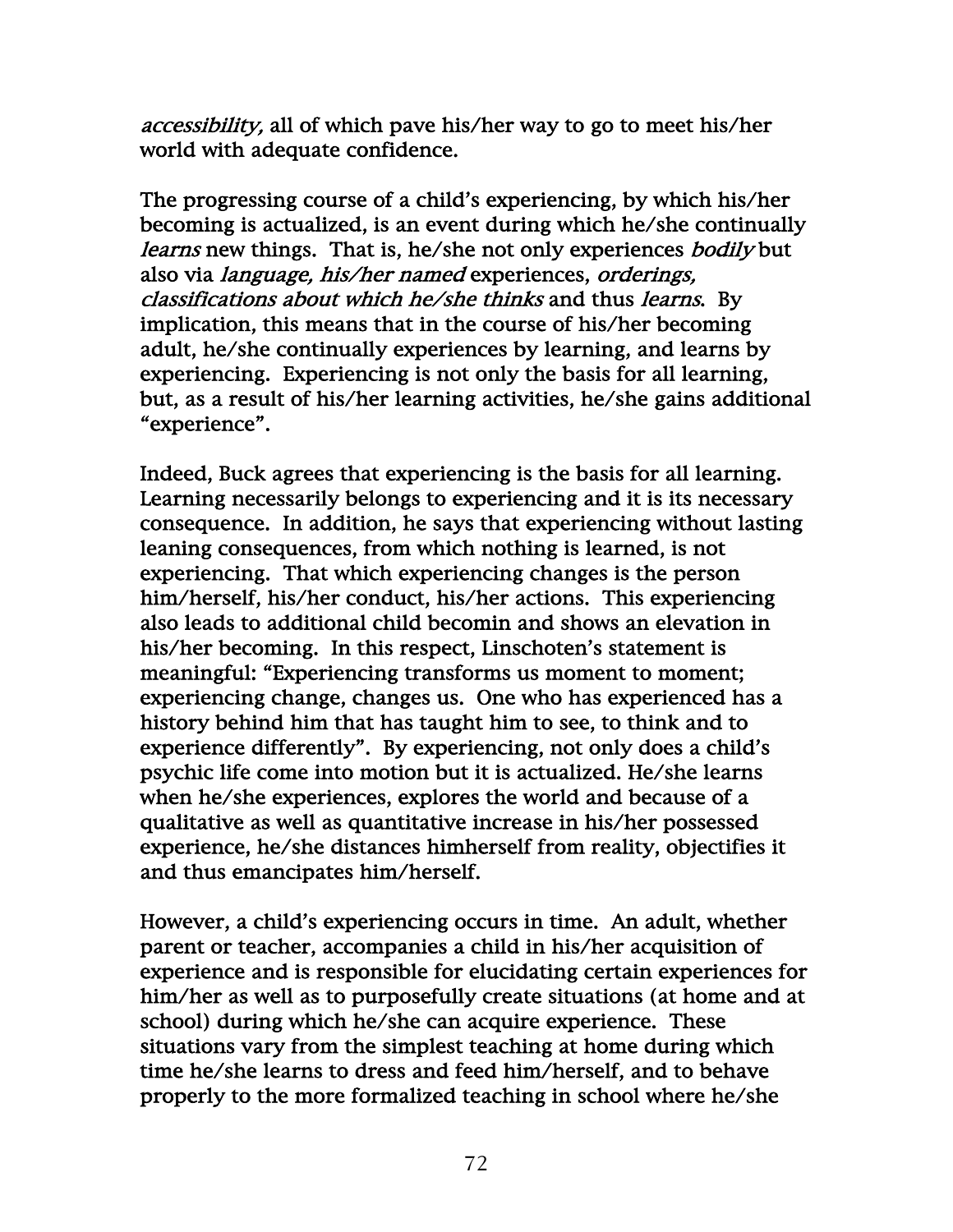*accessibility,* all of which pave his/her way to go to meet his/her world with adequate confidence.

The progressing course of a child's experiencing, by which his/her becoming is actualized, is an event during which he/she continually *learns* new things. That is, he/she not only experiences *bodily* but also via *language, his/her named* experiences, *orderings, classifications about which he/she thinks* and thus *learns*. By implication, this means that in the course of his/her becoming adult, he/she continually experiences by learning, and learns by experiencing. Experiencing is not only the basis for all learning, but, as a result of his/her learning activities, he/she gains additional "experience".

Indeed, Buck agrees that experiencing is the basis for all learning. Learning necessarily belongs to experiencing and it is its necessary consequence. In addition, he says that experiencing without lasting leaning consequences, from which nothing is learned, is not experiencing. That which experiencing changes is the person him/herself, his/her conduct, his/her actions. This experiencing also leads to additional child becomin and shows an elevation in his/her becoming. In this respect, Linschoten's statement is meaningful: "Experiencing transforms us moment to moment; experiencing change, changes us. One who has experienced has a history behind him that has taught him to see, to think and to experience differently". By experiencing, not only does a child's psychic life come into motion but it is actualized. He/she learns when he/she experiences, explores the world and because of a qualitative as well as quantitative increase in his/her possessed experience, he/she distances himherself from reality, objectifies it and thus emancipates him/herself.

However, a child's experiencing occurs in time. An adult, whether parent or teacher, accompanies a child in his/her acquisition of experience and is responsible for elucidating certain experiences for him/her as well as to purposefully create situations (at home and at school) during which he/she can acquire experience. These situations vary from the simplest teaching at home during which time he/she learns to dress and feed him/herself, and to behave properly to the more formalized teaching in school where he/she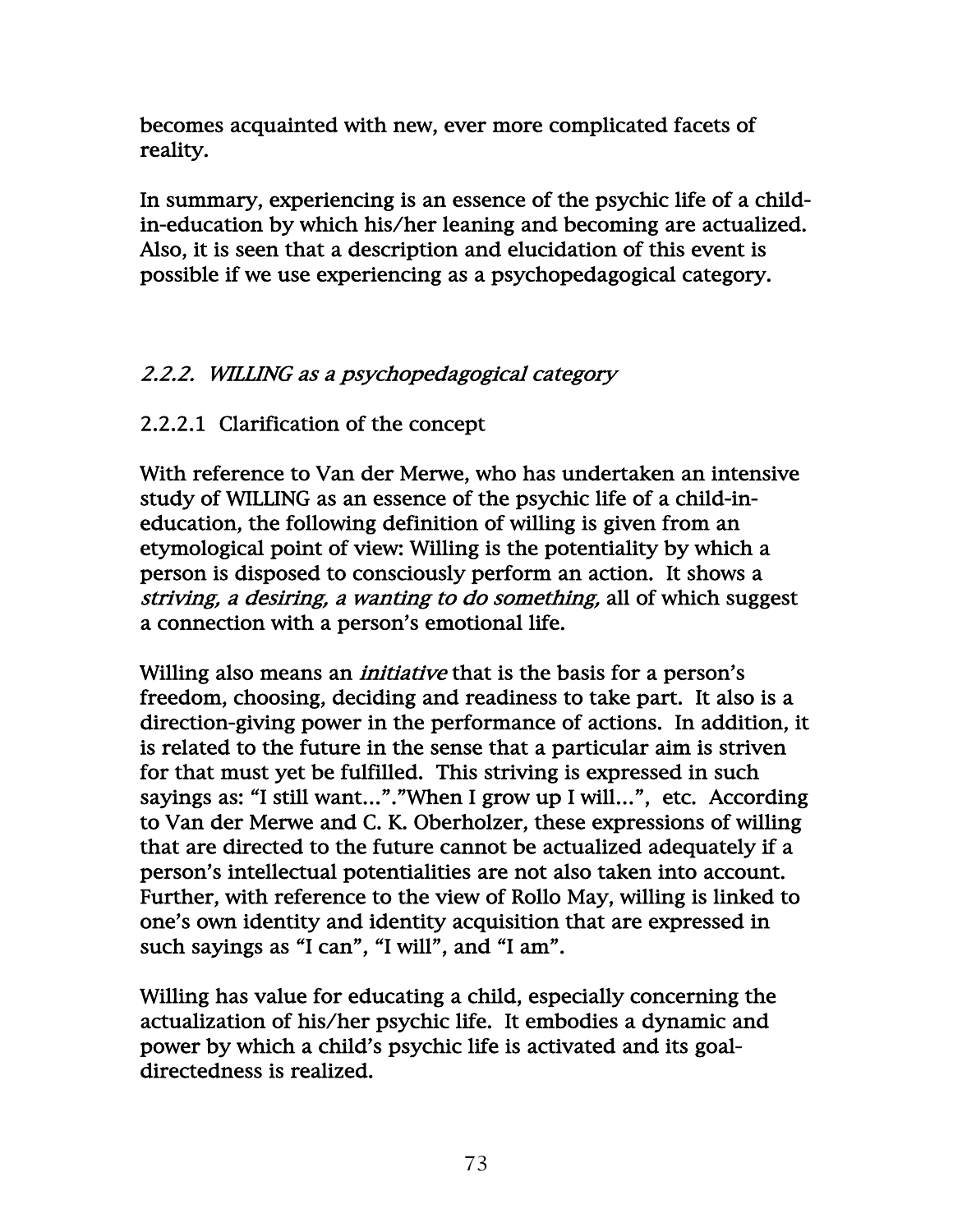becomes acquainted with new, ever more complicated facets of reality.

In summary, experiencing is an essence of the psychic life of a child-in-education by which his/her leaning and becoming are actualized. Also, it is seen that a description and elucidation of this event is possible if we use experiencing as a psychopedagogical category.

### *2.2.2. WILLING as a psychopedagogical category*

#### 2.2.2.1 Clarification of the concept

With reference to Van der Merwe, who has undertaken an intensive study of WILLING as an essence of the psychic life of a child-in-education, the following definition of willing is given from an etymological point of view: Willing is the potentiality by which a person is disposed to consciously perform an action. It shows a *striving, a desiring, a wanting to do something,* all of which suggest a connection with a person's emotional life.

Willing also means an *initiative* that is the basis for a person's freedom, choosing, deciding and readiness to take part. It also is a direction-giving power in the performance of actions. In addition, it is related to the future in the sense that a particular aim is striven for that must yet be fulfilled. This striving is expressed in such sayings as: "I still want…"."When I grow up I will…", etc. According to Van der Merwe and C. K. Oberholzer, these expressions of willing that are directed to the future cannot be actualized adequately if a person's intellectual potentialities are not also taken into account. Further, with reference to the view of Rollo May, willing is linked to one's own identity and identity acquisition that are expressed in such sayings as "I can", "I will", and "I am".

Willing has value for educating a child, especially concerning the actualization of his/her psychic life. It embodies a dynamic and power by which a child's psychic life is activated and its goal-directedness is realized.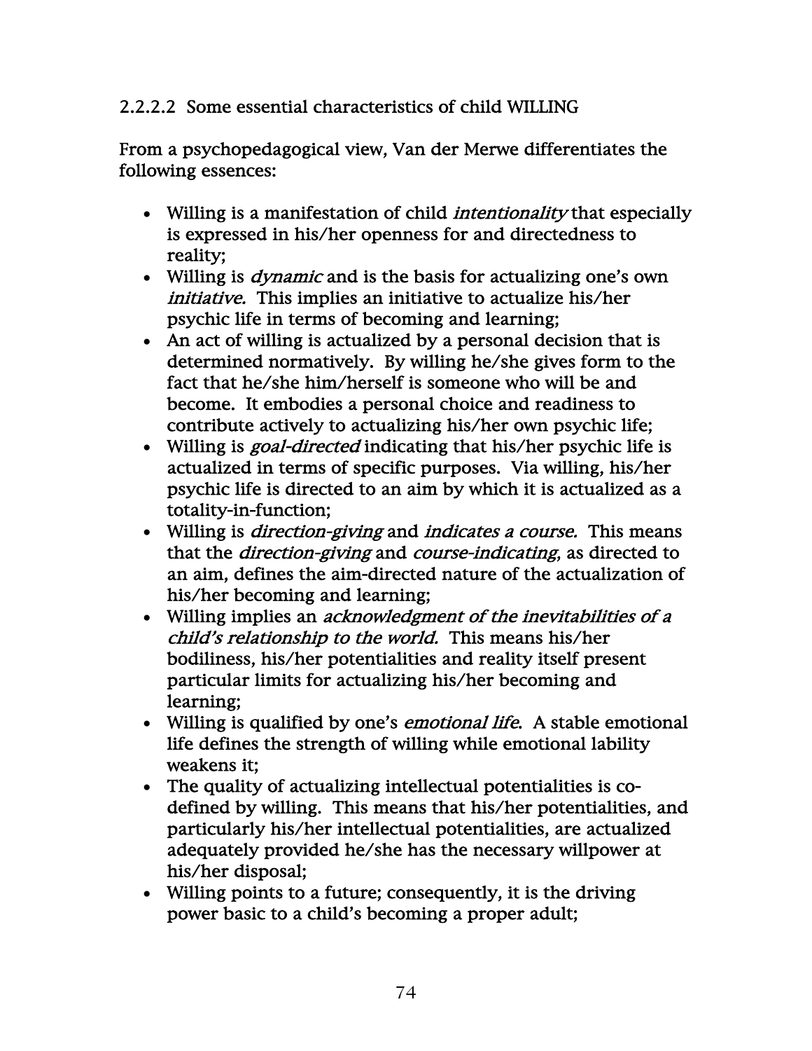### 2.2.2.2 Some essential characteristics of child WILLING

From a psychopedagogical view, Van der Merwe differentiates the following essences:

- Willing is a manifestation of child *intentionality* that especially is expressed in his/her openness for and directedness to reality;
- Willing is *dynamic* and is the basis for actualizing one's own *initiative*. This implies an initiative to actualize his/her psychic life in terms of becoming and learning;
- An act of willing is actualized by a personal decision that is determined normatively. By willing he/she gives form to the fact that he/she him/herself is someone who will be and become. It embodies a personal choice and readiness to contribute actively to actualizing his/her own psychic life;
- Willing is *goal-directed* indicating that his/her psychic life is actualized in terms of specific purposes. Via willing, his/her psychic life is directed to an aim by which it is actualized as a totality-in-function;
- Willing is *direction-giving* and *indicates a course.* This means that the *direction-giving* and *course-indicating*, as directed to an aim, defines the aim-directed nature of the actualization of his/her becoming and learning;
- Willing implies an *acknowledgment of the inevitabilities of a child's relationship to the world.* This means his/her bodiliness, his/her potentialities and reality itself present particular limits for actualizing his/her becoming and learning;
- Willing is qualified by one's *emotional life*. A stable emotional life defines the strength of willing while emotional lability weakens it;
- The quality of actualizing intellectual potentialities is co-defined by willing. This means that his/her potentialities, and particularly his/her intellectual potentialities, are actualized adequately provided he/she has the necessary willpower at his/her disposal;
- Willing points to a future; consequently, it is the driving power basic to a child's becoming a proper adult;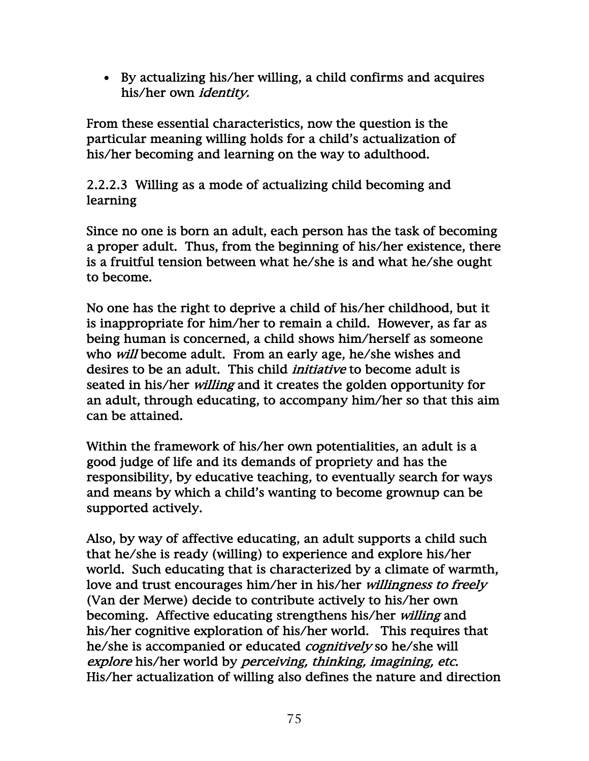- By actualizing his/her willing, a child confirms and acquires his/her own *identity.*

From these essential characteristics, now the question is the particular meaning willing holds for a child's actualization of his/her becoming and learning on the way to adulthood.

### 2.2.2.3 Willing as a mode of actualizing child becoming and learning

Since no one is born an adult, each person has the task of becoming a proper adult. Thus, from the beginning of his/her existence, there is a fruitful tension between what he/she is and what he/she ought to become.

No one has the right to deprive a child of his/her childhood, but it is inappropriate for him/her to remain a child. However, as far as being human is concerned, a child shows him/herself as someone who *will* become adult. From an early age, he/she wishes and desires to be an adult. This child *initiative* to become adult is seated in his/her *willing* and it creates the golden opportunity for an adult, through educating, to accompany him/her so that this aim can be attained.

Within the framework of his/her own potentialities, an adult is a good judge of life and its demands of propriety and has the responsibility, by educative teaching, to eventually search for ways and means by which a child's wanting to become grownup can be supported actively.

Also, by way of affective educating, an adult supports a child such that he/she is ready (willing) to experience and explore his/her world. Such educating that is characterized by a climate of warmth, love and trust encourages him/her in his/her *willingness to freely* (Van der Merwe) decide to contribute actively to his/her own becoming. Affective educating strengthens his/her *willing* and his/her cognitive exploration of his/her world. This requires that he/she is accompanied or educated *cognitively* so he/she will *explore* his/her world by *perceiving, thinking, imagining, etc.* His/her actualization of willing also defines the nature and direction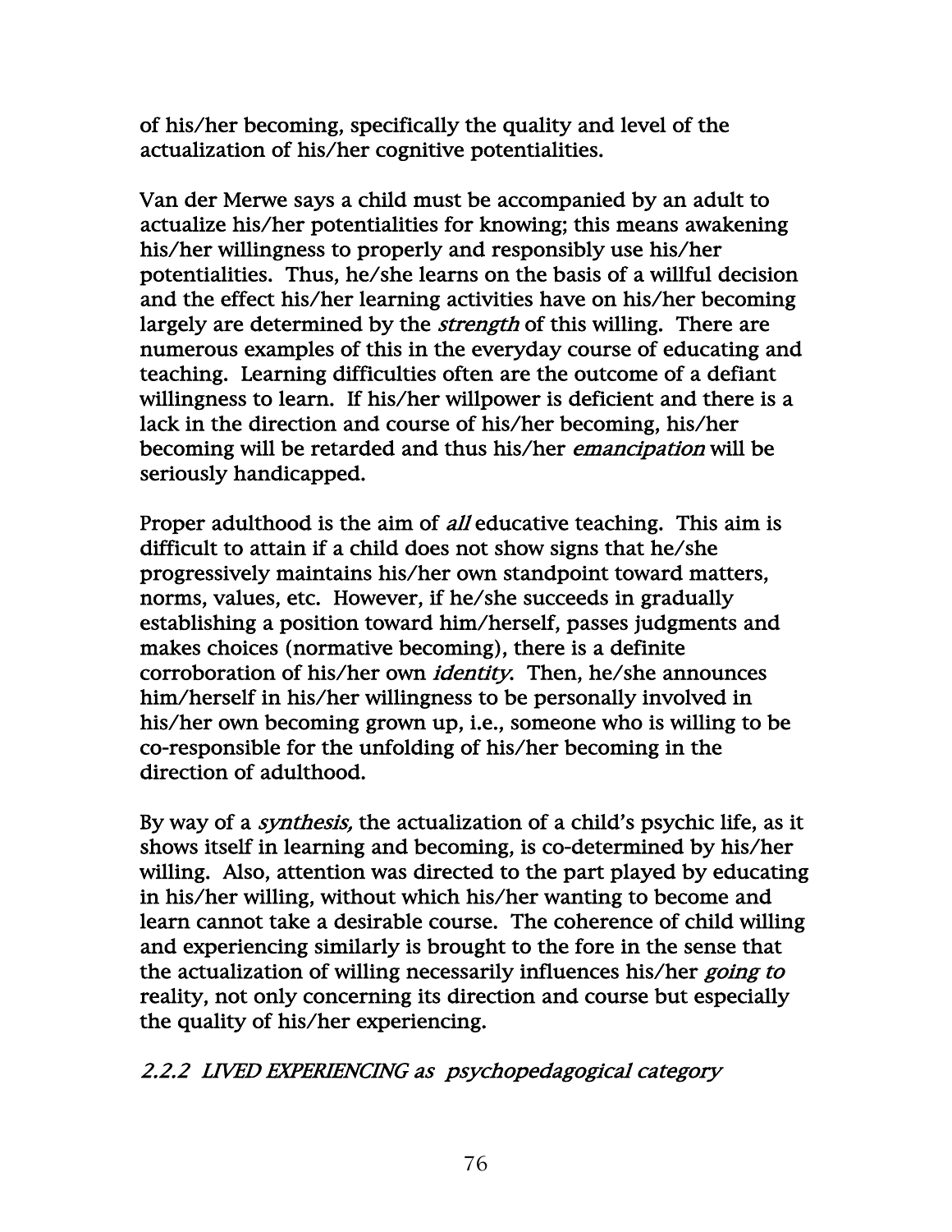of his/her becoming, specifically the quality and level of the actualization of his/her cognitive potentialities.

Van der Merwe says a child must be accompanied by an adult to actualize his/her potentialities for knowing; this means awakening his/her willingness to properly and responsibly use his/her potentialities. Thus, he/she learns on the basis of a willful decision and the effect his/her learning activities have on his/her becoming largely are determined by the *strength* of this willing. There are numerous examples of this in the everyday course of educating and teaching. Learning difficulties often are the outcome of a defiant willingness to learn. If his/her willpower is deficient and there is a lack in the direction and course of his/her becoming, his/her becoming will be retarded and thus his/her *emancipation* will be seriously handicapped.

Proper adulthood is the aim of *all* educative teaching. This aim is difficult to attain if a child does not show signs that he/she progressively maintains his/her own standpoint toward matters, norms, values, etc. However, if he/she succeeds in gradually establishing a position toward him/herself, passes judgments and makes choices (normative becoming), there is a definite corroboration of his/her own *identity*. Then, he/she announces him/herself in his/her willingness to be personally involved in his/her own becoming grown up, i.e., someone who is willing to be co-responsible for the unfolding of his/her becoming in the direction of adulthood.

By way of a *synthesis,* the actualization of a child's psychic life, as it shows itself in learning and becoming, is co-determined by his/her willing. Also, attention was directed to the part played by educating in his/her willing, without which his/her wanting to become and learn cannot take a desirable course. The coherence of child willing and experiencing similarly is brought to the fore in the sense that the actualization of willing necessarily influences his/her *going to* reality, not only concerning its direction and course but especially the quality of his/her experiencing.

### *2.2.2 LIVED EXPERIENCING as psychopedagogical category*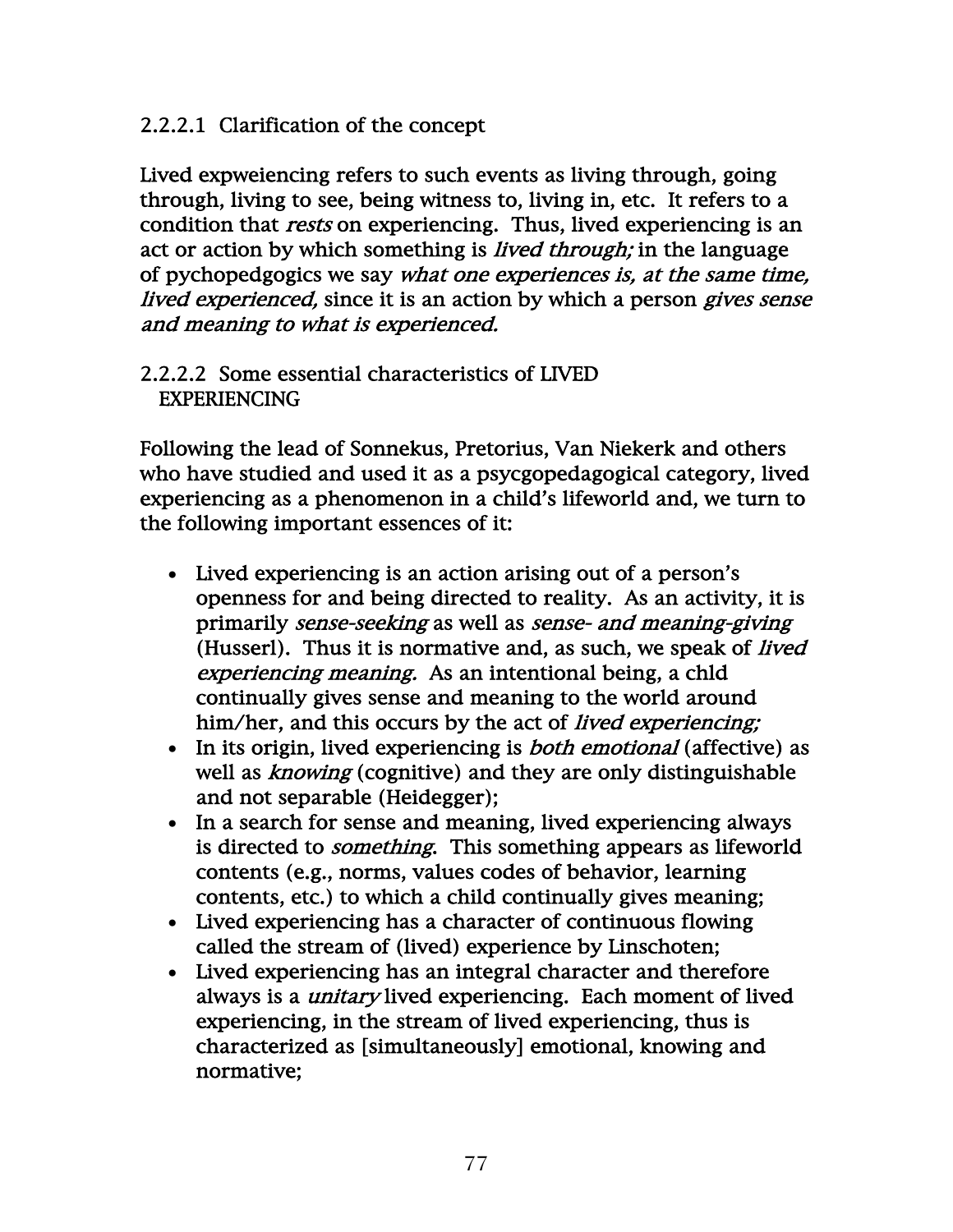### 2.2.2.1 Clarification of the concept

Lived expweiencing refers to such events as living through, going through, living to see, being witness to, living in, etc. It refers to a condition that *rests* on experiencing. Thus, lived experiencing is an act or action by which something is *lived through;* in the language of pychopedgogics we say *what one experiences is, at the same time, lived experienced,* since it is an action by which a person *gives sense and meaning to what is experienced.*

### 2.2.2.2 Some essential characteristics of LIVED EXPERIENCING

Following the lead of Sonnekus, Pretorius, Van Niekerk and others who have studied and used it as a psycgopedagogical category, lived experiencing as a phenomenon in a child's lifeworld and, we turn to the following important essences of it:

- Lived experiencing is an action arising out of a person's openness for and being directed to reality. As an activity, it is primarily *sense-seeking* as well as *sense- and meaning-giving* (Husserl). Thus it is normative and, as such, we speak of *lived experiencing meaning.* As an intentional being, a chld continually gives sense and meaning to the world around him/her, and this occurs by the act of *lived experiencing;*
- In its origin, lived experiencing is *both emotional* (affective) as well as *knowing* (cognitive) and they are only distinguishable and not separable (Heidegger);
- In a search for sense and meaning, lived experiencing always is directed to *something*. This something appears as lifeworld contents (e.g., norms, values codes of behavior, learning contents, etc.) to which a child continually gives meaning;
- Lived experiencing has a character of continuous flowing called the stream of (lived) experience by Linschoten;
- Lived experiencing has an integral character and therefore always is a *unitary* lived experiencing. Each moment of lived experiencing, in the stream of lived experiencing, thus is characterized as [simultaneously] emotional, knowing and normative;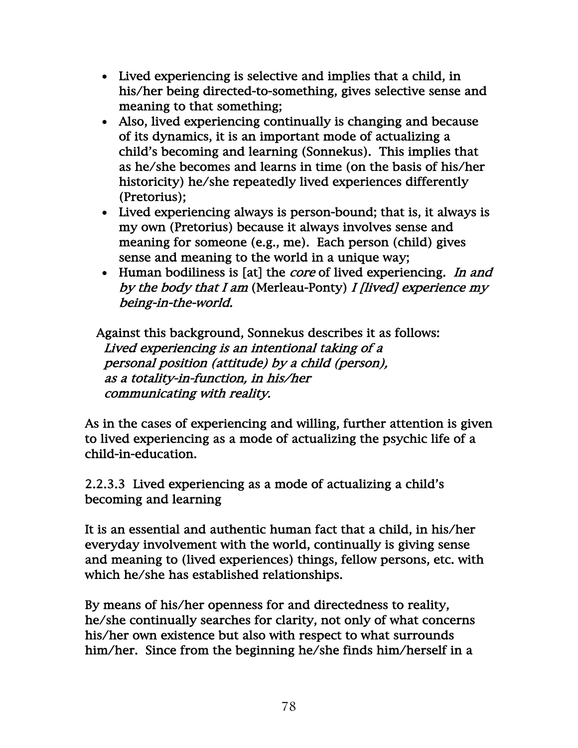- Lived experiencing is selective and implies that a child, in his/her being directed-to-something, gives selective sense and meaning to that something;
- Also, lived experiencing continually is changing and because of its dynamics, it is an important mode of actualizing a child's becoming and learning (Sonnekus). This implies that as he/she becomes and learns in time (on the basis of his/her historicity) he/she repeatedly lived experiences differently (Pretorius);
- Lived experiencing always is person-bound; that is, it always is my own (Pretorius) because it always involves sense and meaning for someone (e.g., me). Each person (child) gives sense and meaning to the world in a unique way;
- Human bodiliness is [at] the *core* of lived experiencing. *In and by the body that I am* (Merleau-Ponty) *I [lived] experience my being-in-the-world.*

Against this background, Sonnekus describes it as follows:

*Lived experiencing is an intentional taking of a personal position (attitude) by a child (person), as a totality-in-function, in his/her communicating with reality.*

As in the cases of experiencing and willing, further attention is given to lived experiencing as a mode of actualizing the psychic life of a child-in-education.

2.2.3.3 Lived experiencing as a mode of actualizing a child's becoming and learning

It is an essential and authentic human fact that a child, in his/her everyday involvement with the world, continually is giving sense and meaning to (lived experiences) things, fellow persons, etc. with which he/she has established relationships.

By means of his/her openness for and directedness to reality, he/she continually searches for clarity, not only of what concerns his/her own existence but also with respect to what surrounds him/her. Since from the beginning he/she finds him/herself in a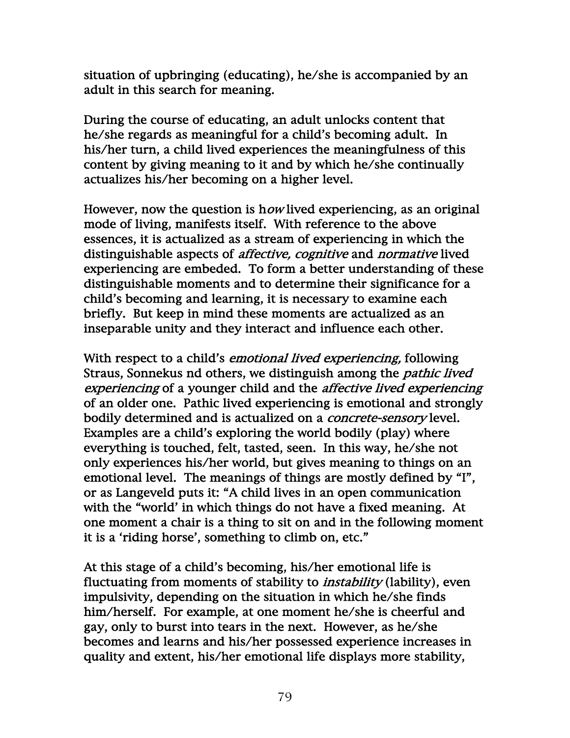situation of upbringing (educating), he/she is accompanied by an adult in this search for meaning.

During the course of educating, an adult unlocks content that he/she regards as meaningful for a child's becoming adult. In his/her turn, a child lived experiences the meaningfulness of this content by giving meaning to it and by which he/she continually actualizes his/her becoming on a higher level.

However, now the question is h*ow* lived experiencing, as an original mode of living, manifests itself. With reference to the above essences, it is actualized as a stream of experiencing in which the distinguishable aspects of *affective, cognitive* and *normative* lived experiencing are embeded. To form a better understanding of these distinguishable moments and to determine their significance for a child's becoming and learning, it is necessary to examine each briefly. But keep in mind these moments are actualized as an inseparable unity and they interact and influence each other.

With respect to a child's *emotional lived experiencing,* following Straus, Sonnekus nd others, we distinguish among the *pathic lived experiencing* of a younger child and the *affective lived experiencing* of an older one. Pathic lived experiencing is emotional and strongly bodily determined and is actualized on a *concrete-sensory* level. Examples are a child's exploring the world bodily (play) where everything is touched, felt, tasted, seen. In this way, he/she not only experiences his/her world, but gives meaning to things on an emotional level. The meanings of things are mostly defined by "I", or as Langeveld puts it: "A child lives in an open communication with the "world' in which things do not have a fixed meaning. At one moment a chair is a thing to sit on and in the following moment it is a 'riding horse', something to climb on, etc."

At this stage of a child's becoming, his/her emotional life is fluctuating from moments of stability to *instability* (lability), even impulsivity, depending on the situation in which he/she finds him/herself. For example, at one moment he/she is cheerful and gay, only to burst into tears in the next. However, as he/she becomes and learns and his/her possessed experience increases in quality and extent, his/her emotional life displays more stability,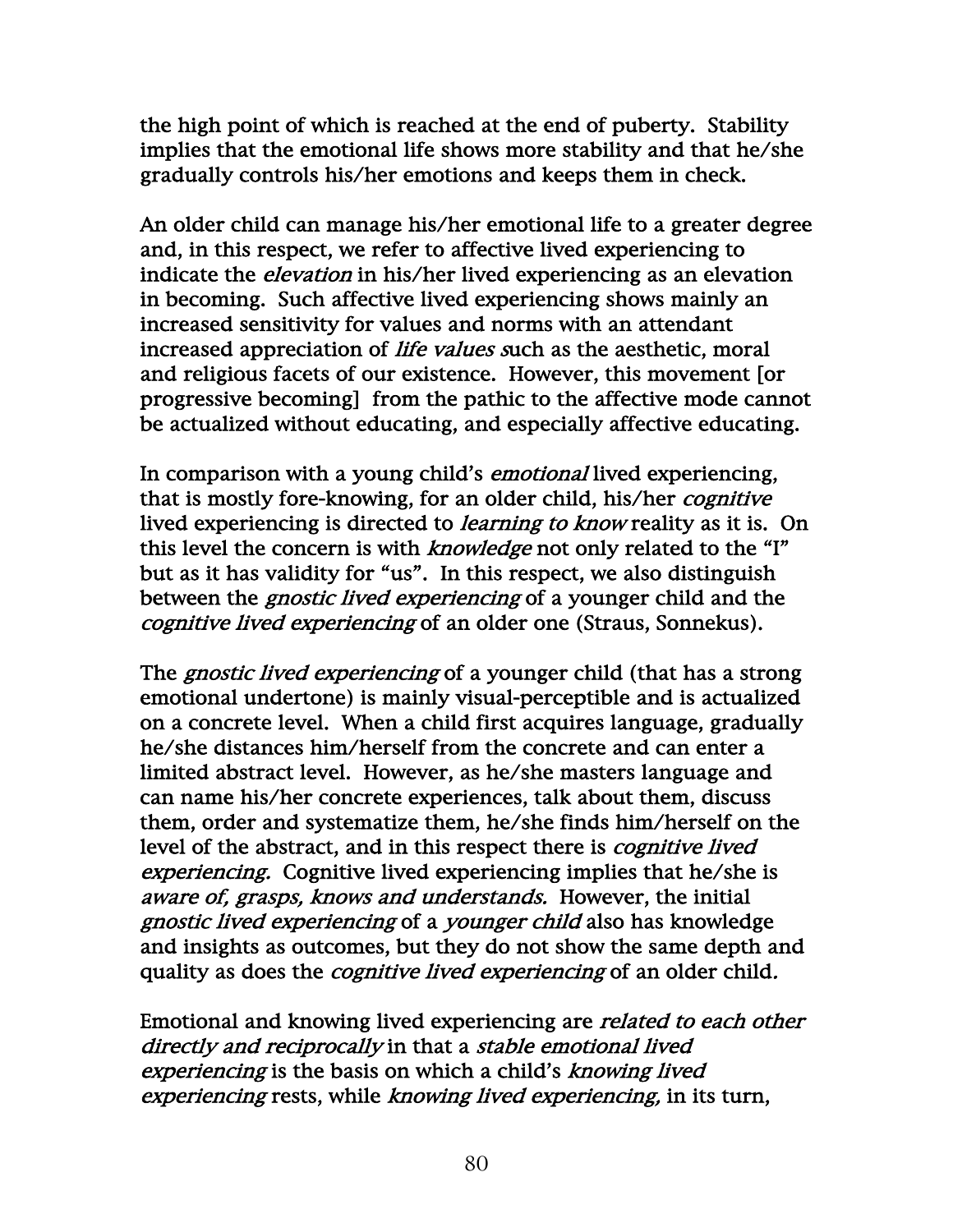the high point of which is reached at the end of puberty. Stability implies that the emotional life shows more stability and that he/she gradually controls his/her emotions and keeps them in check.

An older child can manage his/her emotional life to a greater degree and, in this respect, we refer to affective lived experiencing to indicate the *elevation* in his/her lived experiencing as an elevation in becoming. Such affective lived experiencing shows mainly an increased sensitivity for values and norms with an attendant increased appreciation of *life values s*uch as the aesthetic, moral and religious facets of our existence. However, this movement [or progressive becoming] from the pathic to the affective mode cannot be actualized without educating, and especially affective educating.

In comparison with a young child's *emotional* lived experiencing, that is mostly fore-knowing, for an older child, his/her *cognitive* lived experiencing is directed to *learning to know* reality as it is. On this level the concern is with *knowledge* not only related to the "I" but as it has validity for "us". In this respect, we also distinguish between the *gnostic lived experiencing* of a younger child and the *cognitive lived experiencing* of an older one (Straus, Sonnekus).

The *gnostic lived experiencing* of a younger child (that has a strong emotional undertone) is mainly visual-perceptible and is actualized on a concrete level. When a child first acquires language, gradually he/she distances him/herself from the concrete and can enter a limited abstract level. However, as he/she masters language and can name his/her concrete experiences, talk about them, discuss them, order and systematize them, he/she finds him/herself on the level of the abstract, and in this respect there is *cognitive lived experiencing.* Cognitive lived experiencing implies that he/she is *aware of, grasps, knows and understands.* However, the initial *gnostic lived experiencing* of a *younger child* also has knowledge and insights as outcomes, but they do not show the same depth and quality as does the *cognitive lived experiencing* of an older child.

Emotional and knowing lived experiencing are *related to each other directly and reciprocally* in that a *stable emotional lived experiencing* is the basis on which a child's *knowing lived experiencing* rests, while *knowing lived experiencing,* in its turn,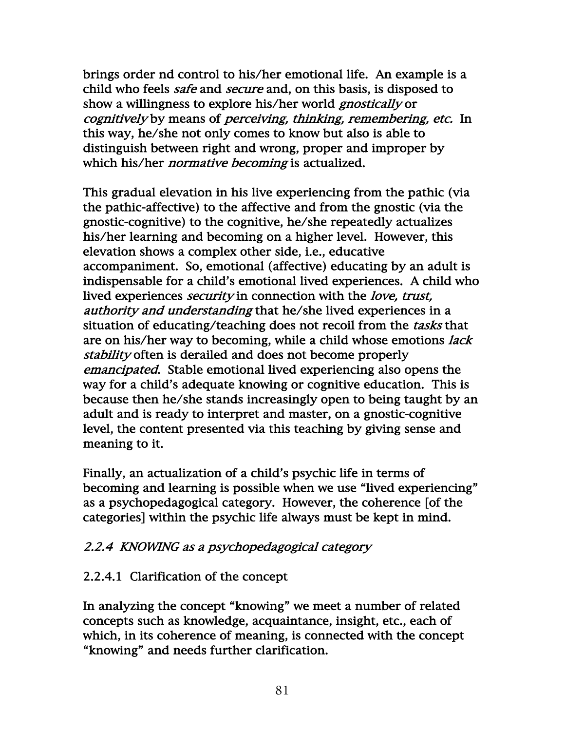brings order nd control to his/her emotional life. An example is a child who feels *safe* and *secure* and, on this basis, is disposed to show a willingness to explore his/her world *gnostically* or *cognitively* by means of *perceiving, thinking, remembering, etc.* In this way, he/she not only comes to know but also is able to distinguish between right and wrong, proper and improper by which his/her *normative becoming* is actualized.

This gradual elevation in his live experiencing from the pathic (via the pathic-affective) to the affective and from the gnostic (via the gnostic-cognitive) to the cognitive, he/she repeatedly actualizes his/her learning and becoming on a higher level. However, this elevation shows a complex other side, i.e., educative accompaniment. So, emotional (affective) educating by an adult is indispensable for a child's emotional lived experiences. A child who lived experiences *security* in connection with the *love, trust, authority and understanding* that he/she lived experiences in a situation of educating/teaching does not recoil from the *tasks* that are on his/her way to becoming, while a child whose emotions *lack stability* often is derailed and does not become properly *emancipated.* Stable emotional lived experiencing also opens the way for a child's adequate knowing or cognitive education. This is because then he/she stands increasingly open to being taught by an adult and is ready to interpret and master, on a gnostic-cognitive level, the content presented via this teaching by giving sense and meaning to it.

Finally, an actualization of a child's psychic life in terms of becoming and learning is possible when we use "lived experiencing" as a psychopedagogical category. However, the coherence [of the categories] within the psychic life always must be kept in mind.

### *2.2.4 KNOWING as a psychopedagogical category*

#### 2.2.4.1 Clarification of the concept

In analyzing the concept "knowing" we meet a number of related concepts such as knowledge, acquaintance, insight, etc., each of which, in its coherence of meaning, is connected with the concept "knowing" and needs further clarification.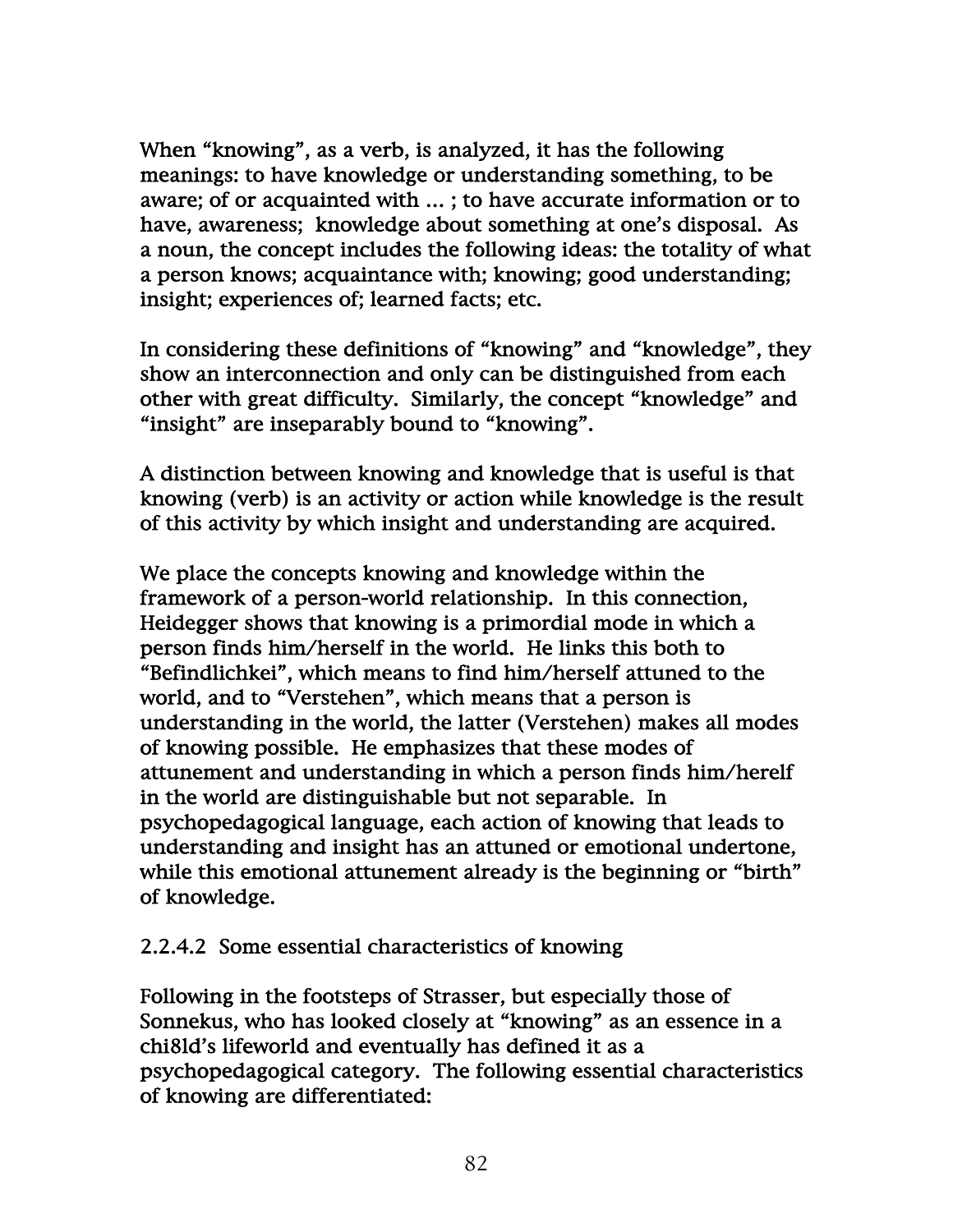When "knowing", as a verb, is analyzed, it has the following meanings: to have knowledge or understanding something, to be aware; of or acquainted with ... ; to have accurate information or to have, awareness; knowledge about something at one's disposal. As a noun, the concept includes the following ideas: the totality of what a person knows; acquaintance with; knowing; good understanding; insight; experiences of; learned facts; etc.

In considering these definitions of "knowing" and "knowledge", they show an interconnection and only can be distinguished from each other with great difficulty. Similarly, the concept "knowledge" and "insight" are inseparably bound to "knowing".

A distinction between knowing and knowledge that is useful is that knowing (verb) is an activity or action while knowledge is the result of this activity by which insight and understanding are acquired.

We place the concepts knowing and knowledge within the framework of a person-world relationship. In this connection, Heidegger shows that knowing is a primordial mode in which a person finds him/herself in the world. He links this both to "Befindlichkei", which means to find him/herself attuned to the world, and to "Verstehen", which means that a person is understanding in the world, the latter (Verstehen) makes all modes of knowing possible. He emphasizes that these modes of attunement and understanding in which a person finds him/herelf in the world are distinguishable but not separable. In psychopedagogical language, each action of knowing that leads to understanding and insight has an attuned or emotional undertone, while this emotional attunement already is the beginning or "birth" of knowledge.

2.2.4.2 Some essential characteristics of knowing

Following in the footsteps of Strasser, but especially those of Sonnekus, who has looked closely at "knowing" as an essence in a chi8ld's lifeworld and eventually has defined it as a psychopedagogical category. The following essential characteristics of knowing are differentiated: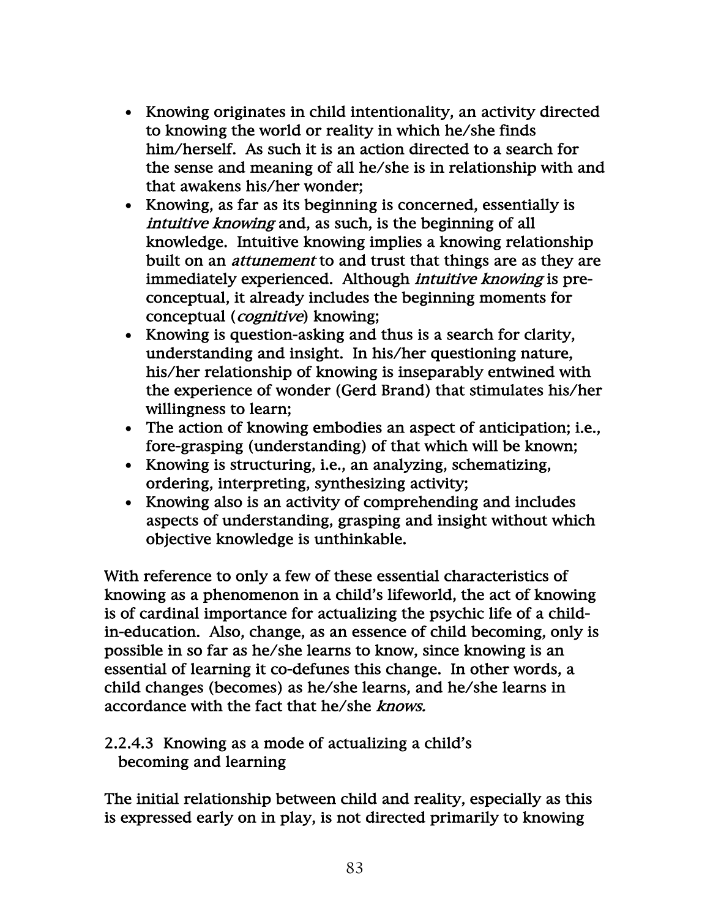- Knowing originates in child intentionality, an activity directed to knowing the world or reality in which he/she finds him/herself. As such it is an action directed to a search for the sense and meaning of all he/she is in relationship with and that awakens his/her wonder;
- Knowing, as far as its beginning is concerned, essentially is *intuitive knowing* and, as such, is the beginning of all knowledge. Intuitive knowing implies a knowing relationship built on an *attunement* to and trust that things are as they are immediately experienced. Although *intuitive knowing* is pre-conceptual, it already includes the beginning moments for conceptual (*cognitive*) knowing;
- Knowing is question-asking and thus is a search for clarity, understanding and insight. In his/her questioning nature, his/her relationship of knowing is inseparably entwined with the experience of wonder (Gerd Brand) that stimulates his/her willingness to learn;
- The action of knowing embodies an aspect of anticipation; i.e., fore-grasping (understanding) of that which will be known;
- Knowing is structuring, i.e., an analyzing, schematizing, ordering, interpreting, synthesizing activity;
- Knowing also is an activity of comprehending and includes aspects of understanding, grasping and insight without which objective knowledge is unthinkable.

With reference to only a few of these essential characteristics of knowing as a phenomenon in a child's lifeworld, the act of knowing is of cardinal importance for actualizing the psychic life of a child-in-education. Also, change, as an essence of child becoming, only is possible in so far as he/she learns to know, since knowing is an essential of learning it co-defunes this change. In other words, a child changes (becomes) as he/she learns, and he/she learns in accordance with the fact that he/she *knows.*

### 2.2.4.3 Knowing as a mode of actualizing a child's becoming and learning

The initial relationship between child and reality, especially as this is expressed early on in play, is not directed primarily to knowing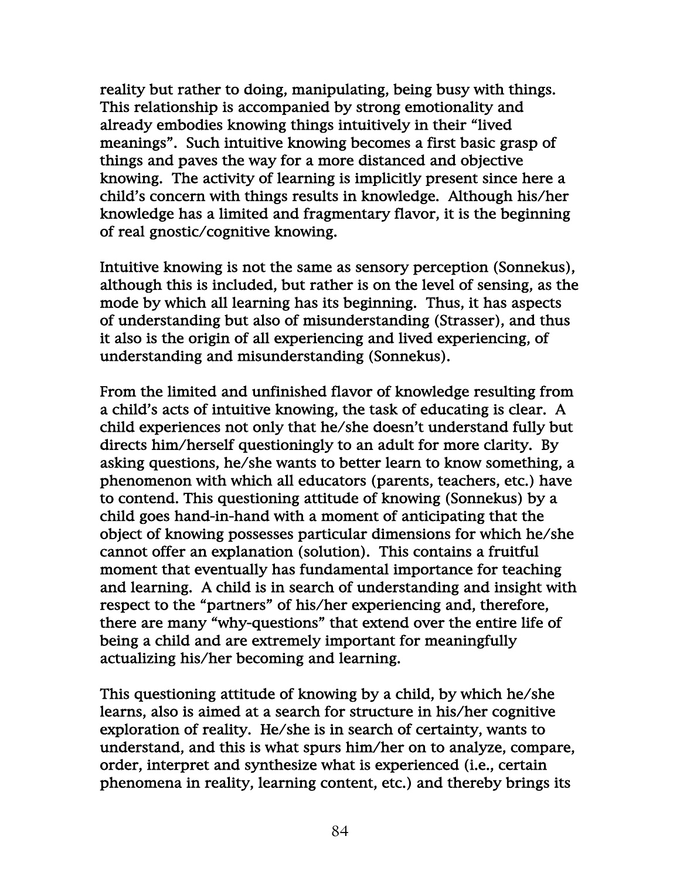reality but rather to doing, manipulating, being busy with things. This relationship is accompanied by strong emotionality and already embodies knowing things intuitively in their "lived meanings". Such intuitive knowing becomes a first basic grasp of things and paves the way for a more distanced and objective knowing. The activity of learning is implicitly present since here a child's concern with things results in knowledge. Although his/her knowledge has a limited and fragmentary flavor, it is the beginning of real gnostic/cognitive knowing.

Intuitive knowing is not the same as sensory perception (Sonnekus), although this is included, but rather is on the level of sensing, as the mode by which all learning has its beginning. Thus, it has aspects of understanding but also of misunderstanding (Strasser), and thus it also is the origin of all experiencing and lived experiencing, of understanding and misunderstanding (Sonnekus).

From the limited and unfinished flavor of knowledge resulting from a child's acts of intuitive knowing, the task of educating is clear. A child experiences not only that he/she doesn't understand fully but directs him/herself questioningly to an adult for more clarity. By asking questions, he/she wants to better learn to know something, a phenomenon with which all educators (parents, teachers, etc.) have to contend. This questioning attitude of knowing (Sonnekus) by a child goes hand-in-hand with a moment of anticipating that the object of knowing possesses particular dimensions for which he/she cannot offer an explanation (solution). This contains a fruitful moment that eventually has fundamental importance for teaching and learning. A child is in search of understanding and insight with respect to the "partners" of his/her experiencing and, therefore, there are many "why-questions" that extend over the entire life of being a child and are extremely important for meaningfully actualizing his/her becoming and learning.

This questioning attitude of knowing by a child, by which he/she learns, also is aimed at a search for structure in his/her cognitive exploration of reality. He/she is in search of certainty, wants to understand, and this is what spurs him/her on to analyze, compare, order, interpret and synthesize what is experienced (i.e., certain phenomena in reality, learning content, etc.) and thereby brings its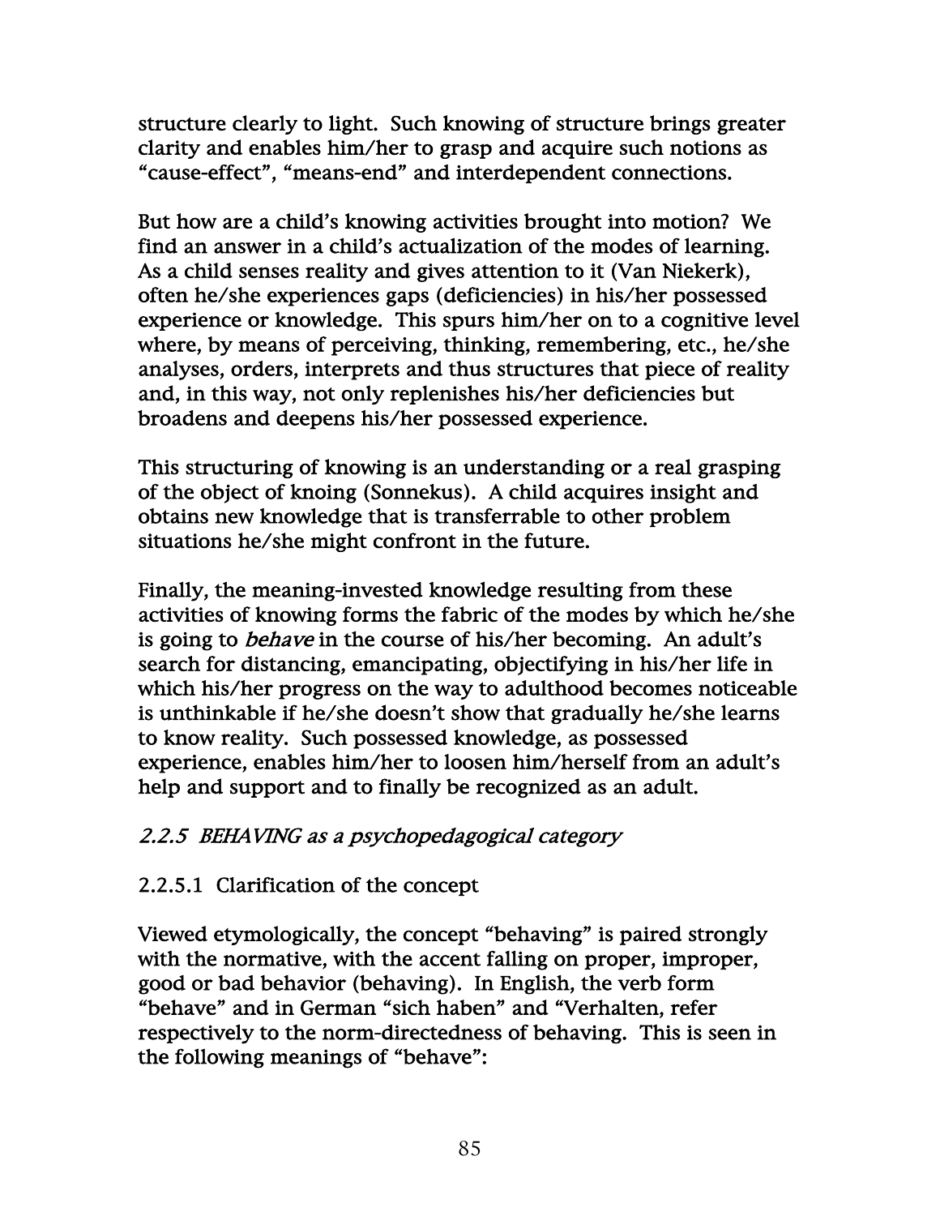structure clearly to light. Such knowing of structure brings greater clarity and enables him/her to grasp and acquire such notions as "cause-effect", "means-end" and interdependent connections.

But how are a child's knowing activities brought into motion? We find an answer in a child's actualization of the modes of learning. As a child senses reality and gives attention to it (Van Niekerk), often he/she experiences gaps (deficiencies) in his/her possessed experience or knowledge. This spurs him/her on to a cognitive level where, by means of perceiving, thinking, remembering, etc., he/she analyses, orders, interprets and thus structures that piece of reality and, in this way, not only replenishes his/her deficiencies but broadens and deepens his/her possessed experience.

This structuring of knowing is an understanding or a real grasping of the object of knoing (Sonnekus). A child acquires insight and obtains new knowledge that is transferrable to other problem situations he/she might confront in the future.

Finally, the meaning-invested knowledge resulting from these activities of knowing forms the fabric of the modes by which he/she is going to *behave* in the course of his/her becoming. An adult's search for distancing, emancipating, objectifying in his/her life in which his/her progress on the way to adulthood becomes noticeable is unthinkable if he/she doesn't show that gradually he/she learns to know reality. Such possessed knowledge, as possessed experience, enables him/her to loosen him/herself from an adult's help and support and to finally be recognized as an adult.

### *2.2.5 BEHAVING as a psychopedagogical category*

#### 2.2.5.1 Clarification of the concept

Viewed etymologically, the concept "behaving" is paired strongly with the normative, with the accent falling on proper, improper, good or bad behavior (behaving). In English, the verb form "behave" and in German "sich haben" and "Verhalten, refer respectively to the norm-directedness of behaving. This is seen in the following meanings of "behave":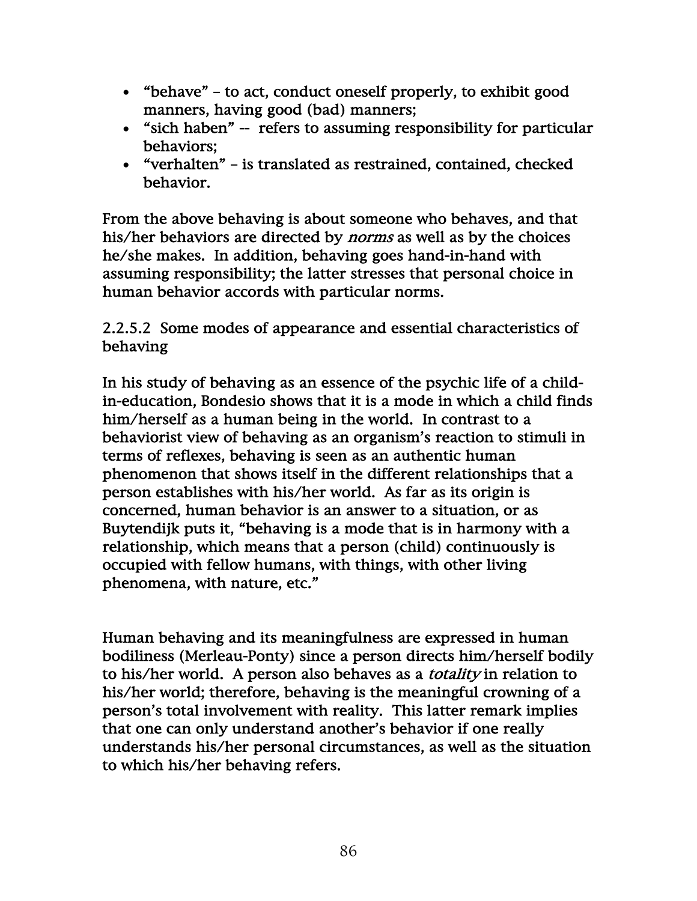- "behave" – to act, conduct oneself properly, to exhibit good manners, having good (bad) manners;
- "sich haben" -- refers to assuming responsibility for particular behaviors;
- "verhalten" – is translated as restrained, contained, checked behavior.

From the above behaving is about someone who behaves, and that his/her behaviors are directed by *norms* as well as by the choices he/she makes. In addition, behaving goes hand-in-hand with assuming responsibility; the latter stresses that personal choice in human behavior accords with particular norms.

2.2.5.2 Some modes of appearance and essential characteristics of behaving

In his study of behaving as an essence of the psychic life of a child-in-education, Bondesio shows that it is a mode in which a child finds him/herself as a human being in the world. In contrast to a behaviorist view of behaving as an organism's reaction to stimuli in terms of reflexes, behaving is seen as an authentic human phenomenon that shows itself in the different relationships that a person establishes with his/her world. As far as its origin is concerned, human behavior is an answer to a situation, or as Buytendijk puts it, "behaving is a mode that is in harmony with a relationship, which means that a person (child) continuously is occupied with fellow humans, with things, with other living phenomena, with nature, etc."

Human behaving and its meaningfulness are expressed in human bodiliness (Merleau-Ponty) since a person directs him/herself bodily to his/her world. A person also behaves as a *totality* in relation to his/her world; therefore, behaving is the meaningful crowning of a person's total involvement with reality. This latter remark implies that one can only understand another's behavior if one really understands his/her personal circumstances, as well as the situation to which his/her behaving refers.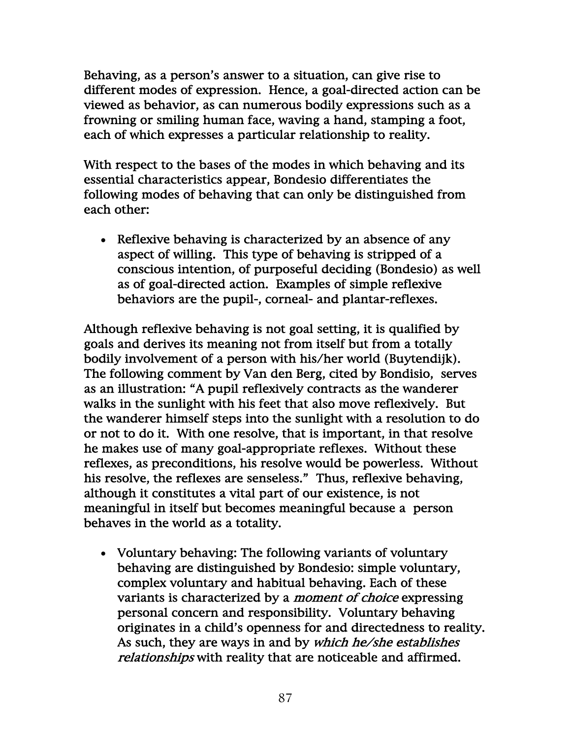Behaving, as a person's answer to a situation, can give rise to different modes of expression. Hence, a goal-directed action can be viewed as behavior, as can numerous bodily expressions such as a frowning or smiling human face, waving a hand, stamping a foot, each of which expresses a particular relationship to reality.

With respect to the bases of the modes in which behaving and its essential characteristics appear, Bondesio differentiates the following modes of behaving that can only be distinguished from each other:

- Reflexive behaving is characterized by an absence of any aspect of willing. This type of behaving is stripped of a conscious intention, of purposeful deciding (Bondesio) as well as of goal-directed action. Examples of simple reflexive behaviors are the pupil-, corneal- and plantar-reflexes.

Although reflexive behaving is not goal setting, it is qualified by goals and derives its meaning not from itself but from a totally bodily involvement of a person with his/her world (Buytendijk). The following comment by Van den Berg, cited by Bondisio, serves as an illustration: "A pupil reflexively contracts as the wanderer walks in the sunlight with his feet that also move reflexively. But the wanderer himself steps into the sunlight with a resolution to do or not to do it. With one resolve, that is important, in that resolve he makes use of many goal-appropriate reflexes. Without these reflexes, as preconditions, his resolve would be powerless. Without his resolve, the reflexes are senseless." Thus, reflexive behaving, although it constitutes a vital part of our existence, is not meaningful in itself but becomes meaningful because a person behaves in the world as a totality.

- Voluntary behaving: The following variants of voluntary behaving are distinguished by Bondesio: simple voluntary, complex voluntary and habitual behaving. Each of these variants is characterized by a *moment of choice* expressing personal concern and responsibility. Voluntary behaving originates in a child's openness for and directedness to reality. As such, they are ways in and by *which he/she establishes relationships* with reality that are noticeable and affirmed.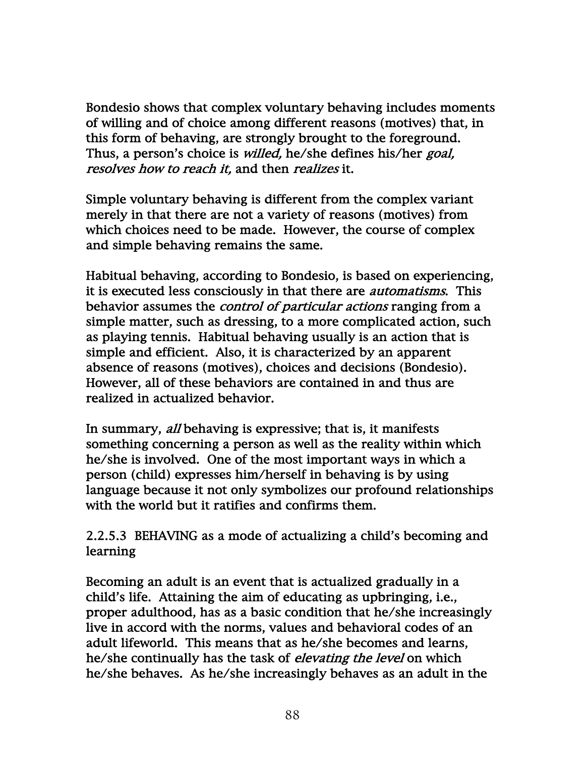Bondesio shows that complex voluntary behaving includes moments of willing and of choice among different reasons (motives) that, in this form of behaving, are strongly brought to the foreground. Thus, a person's choice is *willed,* he/she defines his/her *goal, resolves how to reach it,* and then *realizes* it.

Simple voluntary behaving is different from the complex variant merely in that there are not a variety of reasons (motives) from which choices need to be made. However, the course of complex and simple behaving remains the same.

Habitual behaving, according to Bondesio, is based on experiencing, it is executed less consciously in that there are *automatisms.* This behavior assumes the *control of particular actions* ranging from a simple matter, such as dressing, to a more complicated action, such as playing tennis. Habitual behaving usually is an action that is simple and efficient. Also, it is characterized by an apparent absence of reasons (motives), choices and decisions (Bondesio). However, all of these behaviors are contained in and thus are realized in actualized behavior.

In summary, *all* behaving is expressive; that is, it manifests something concerning a person as well as the reality within which he/she is involved. One of the most important ways in which a person (child) expresses him/herself in behaving is by using language because it not only symbolizes our profound relationships with the world but it ratifies and confirms them.

#### 2.2.5.3 BEHAVING as a mode of actualizing a child's becoming and learning

Becoming an adult is an event that is actualized gradually in a child's life. Attaining the aim of educating as upbringing, i.e., proper adulthood, has as a basic condition that he/she increasingly live in accord with the norms, values and behavioral codes of an adult lifeworld. This means that as he/she becomes and learns, he/she continually has the task of *elevating the level* on which he/she behaves. As he/she increasingly behaves as an adult in the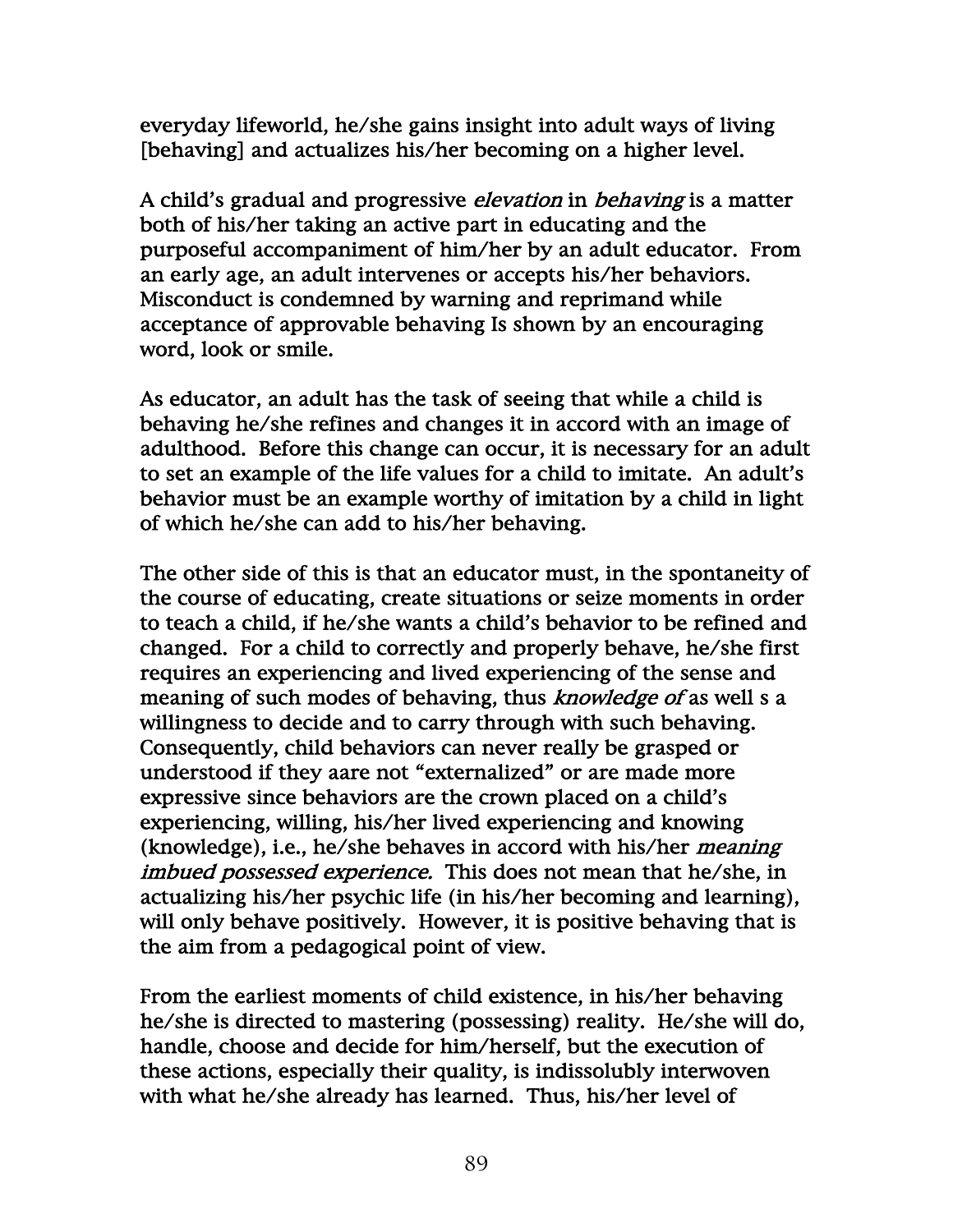everyday lifeworld, he/she gains insight into adult ways of living [behaving] and actualizes his/her becoming on a higher level.

A child's gradual and progressive *elevation* in *behaving* is a matter both of his/her taking an active part in educating and the purposeful accompaniment of him/her by an adult educator. From an early age, an adult intervenes or accepts his/her behaviors. Misconduct is condemned by warning and reprimand while acceptance of approvable behaving Is shown by an encouraging word, look or smile.

As educator, an adult has the task of seeing that while a child is behaving he/she refines and changes it in accord with an image of adulthood. Before this change can occur, it is necessary for an adult to set an example of the life values for a child to imitate. An adult's behavior must be an example worthy of imitation by a child in light of which he/she can add to his/her behaving.

The other side of this is that an educator must, in the spontaneity of the course of educating, create situations or seize moments in order to teach a child, if he/she wants a child's behavior to be refined and changed. For a child to correctly and properly behave, he/she first requires an experiencing and lived experiencing of the sense and meaning of such modes of behaving, thus *knowledge of* as well s a willingness to decide and to carry through with such behaving. Consequently, child behaviors can never really be grasped or understood if they aare not "externalized" or are made more expressive since behaviors are the crown placed on a child's experiencing, willing, his/her lived experiencing and knowing (knowledge), i.e., he/she behaves in accord with his/her *meaning imbued possessed experience.* This does not mean that he/she, in actualizing his/her psychic life (in his/her becoming and learning), will only behave positively. However, it is positive behaving that is the aim from a pedagogical point of view.

From the earliest moments of child existence, in his/her behaving he/she is directed to mastering (possessing) reality. He/she will do, handle, choose and decide for him/herself, but the execution of these actions, especially their quality, is indissolubly interwoven with what he/she already has learned. Thus, his/her level of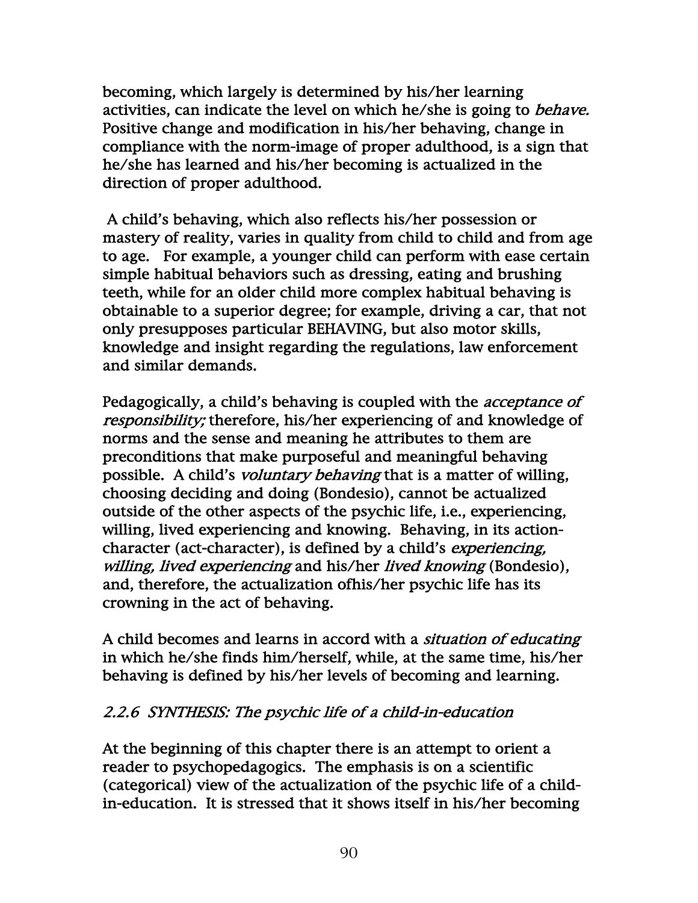becoming, which largely is determined by his/her learning activities, can indicate the level on which he/she is going to *behave.* Positive change and modification in his/her behaving, change in compliance with the norm-image of proper adulthood, is a sign that he/she has learned and his/her becoming is actualized in the direction of proper adulthood.

A child's behaving, which also reflects his/her possession or mastery of reality, varies in quality from child to child and from age to age. For example, a younger child can perform with ease certain simple habitual behaviors such as dressing, eating and brushing teeth, while for an older child more complex habitual behaving is obtainable to a superior degree; for example, driving a car, that not only presupposes particular BEHAVING, but also motor skills, knowledge and insight regarding the regulations, law enforcement and similar demands.

Pedagogically, a child's behaving is coupled with the *acceptance of responsibility;* therefore, his/her experiencing of and knowledge of norms and the sense and meaning he attributes to them are preconditions that make purposeful and meaningful behaving possible. A child's *voluntary behaving* that is a matter of willing, choosing deciding and doing (Bondesio), cannot be actualized outside of the other aspects of the psychic life, i.e., experiencing, willing, lived experiencing and knowing. Behaving, in its action-character (act-character), is defined by a child's *experiencing, willing, lived experiencing* and his/her *lived knowing* (Bondesio), and, therefore, the actualization ofhis/her psychic life has its crowning in the act of behaving.

A child becomes and learns in accord with a *situation of educating* in which he/she finds him/herself, while, at the same time, his/her behaving is defined by his/her levels of becoming and learning.

### *2.2.6 SYNTHESIS: The psychic life of a child-in-education*

At the beginning of this chapter there is an attempt to orient a reader to psychopedagogics. The emphasis is on a scientific (categorical) view of the actualization of the psychic life of a child-in-education. It is stressed that it shows itself in his/her becoming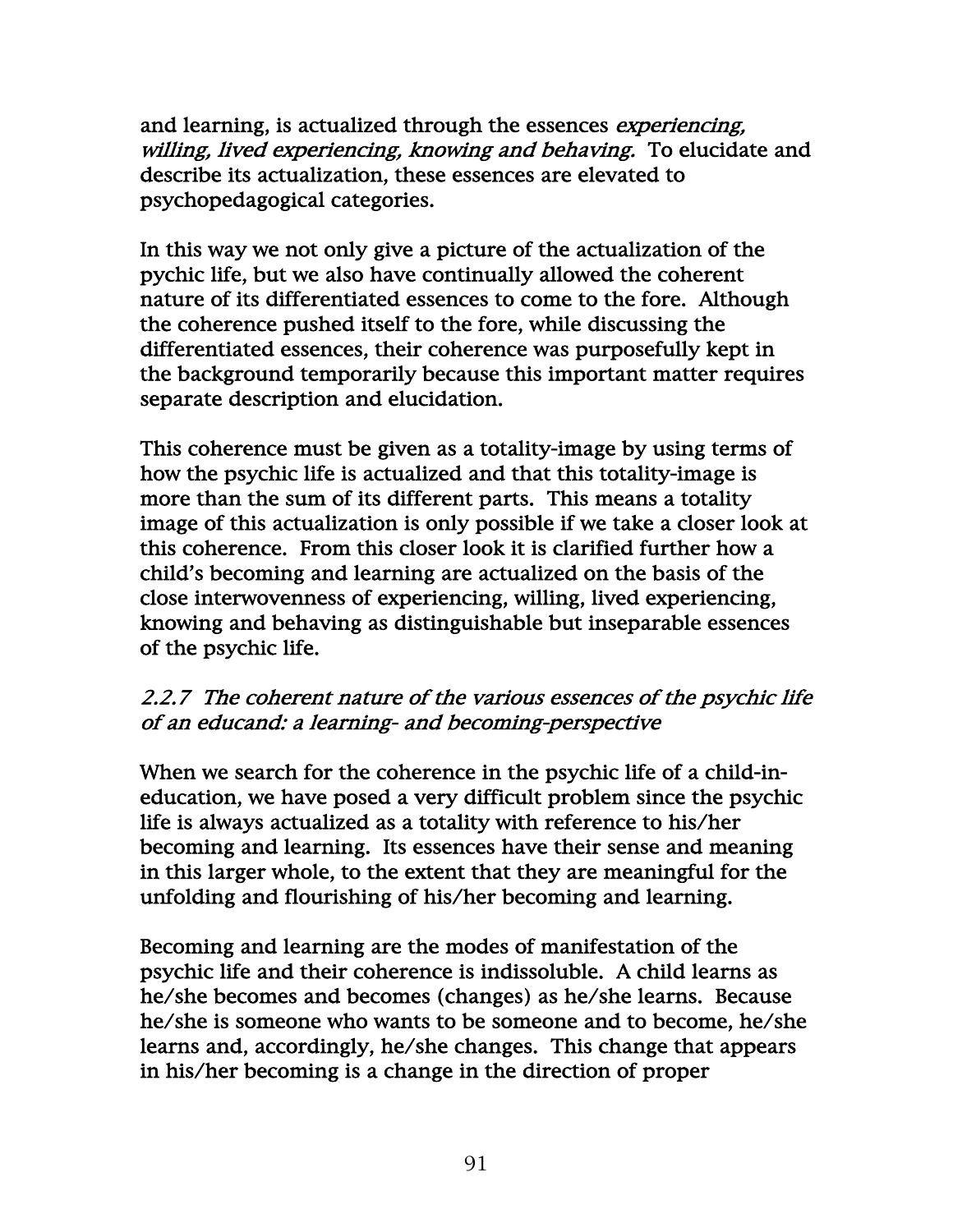and learning, is actualized through the essences *experiencing, willing, lived experiencing, knowing and behaving.* To elucidate and describe its actualization, these essences are elevated to psychopedagogical categories.

In this way we not only give a picture of the actualization of the pychic life, but we also have continually allowed the coherent nature of its differentiated essences to come to the fore. Although the coherence pushed itself to the fore, while discussing the differentiated essences, their coherence was purposefully kept in the background temporarily because this important matter requires separate description and elucidation.

This coherence must be given as a totality-image by using terms of how the psychic life is actualized and that this totality-image is more than the sum of its different parts. This means a totality image of this actualization is only possible if we take a closer look at this coherence. From this closer look it is clarified further how a child's becoming and learning are actualized on the basis of the close interwovenness of experiencing, willing, lived experiencing, knowing and behaving as distinguishable but inseparable essences of the psychic life.

### *2.2.7 The coherent nature of the various essences of the psychic life of an educand: a learning- and becoming-perspective*

When we search for the coherence in the psychic life of a child-in-education, we have posed a very difficult problem since the psychic life is always actualized as a totality with reference to his/her becoming and learning. Its essences have their sense and meaning in this larger whole, to the extent that they are meaningful for the unfolding and flourishing of his/her becoming and learning.

Becoming and learning are the modes of manifestation of the psychic life and their coherence is indissoluble. A child learns as he/she becomes and becomes (changes) as he/she learns. Because he/she is someone who wants to be someone and to become, he/she learns and, accordingly, he/she changes. This change that appears in his/her becoming is a change in the direction of proper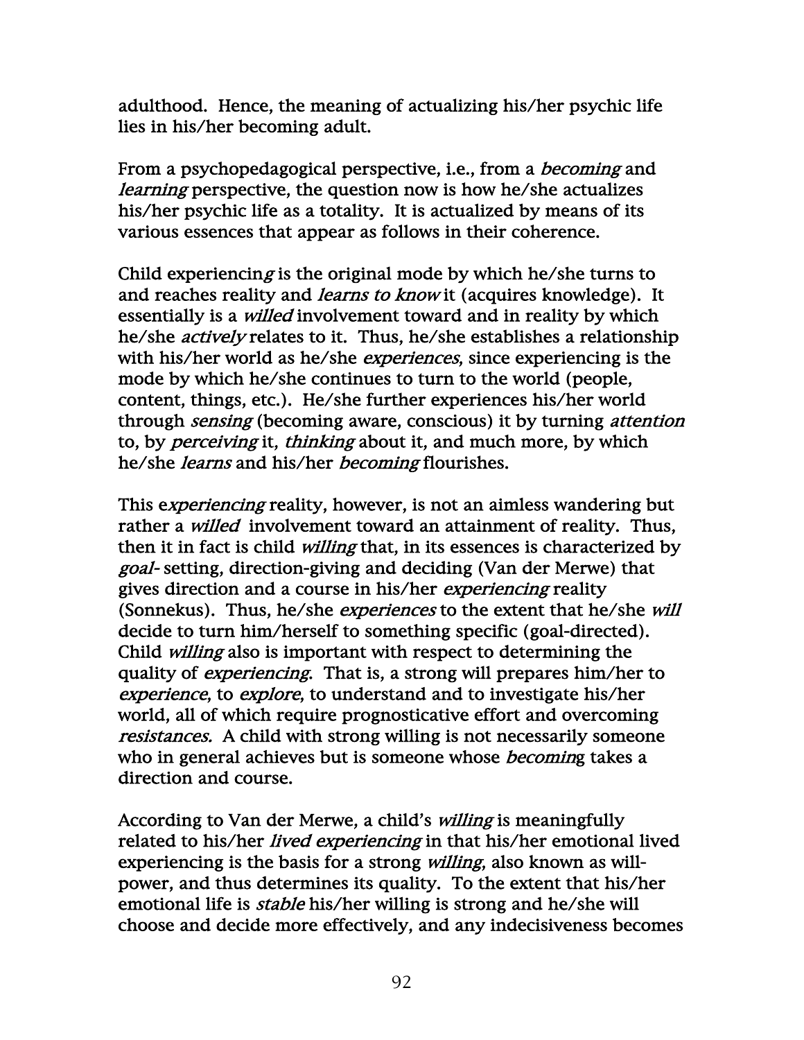adulthood. Hence, the meaning of actualizing his/her psychic life lies in his/her becoming adult.

From a psychopedagogical perspective, i.e., from a *becoming* and *learning* perspective, the question now is how he/she actualizes his/her psychic life as a totality. It is actualized by means of its various essences that appear as follows in their coherence.

Child experiencin*g* is the original mode by which he/she turns to and reaches reality and *learns to know* it (acquires knowledge). It essentially is a *willed* involvement toward and in reality by which he/she *actively* relates to it. Thus, he/she establishes a relationship with his/her world as he/she *experiences*, since experiencing is the mode by which he/she continues to turn to the world (people, content, things, etc.). He/she further experiences his/her world through *sensing* (becoming aware, conscious) it by turning *attention* to, by *perceiving* it, *thinking* about it, and much more, by which he/she *learns* and his/her *becoming* flourishes.

This e*xperiencing* reality, however, is not an aimless wandering but rather a *willed* involvement toward an attainment of reality. Thus, then it in fact is child *willing* that, in its essences is characterized by *goal*- setting, direction-giving and deciding (Van der Merwe) that gives direction and a course in his/her *experiencing* reality (Sonnekus). Thus, he/she *experiences* to the extent that he/she *will* decide to turn him/herself to something specific (goal-directed). Child *willing* also is important with respect to determining the quality of *experiencing*. That is, a strong will prepares him/her to *experience*, to *explore*, to understand and to investigate his/her world, all of which require prognosticative effort and overcoming *resistances.* A child with strong willing is not necessarily someone who in general achieves but is someone whose *becomin*g takes a direction and course.

According to Van der Merwe, a child's *willing* is meaningfully related to his/her *lived experiencing* in that his/her emotional lived experiencing is the basis for a strong *willing*, also known as will-power, and thus determines its quality. To the extent that his/her emotional life is *stable* his/her willing is strong and he/she will choose and decide more effectively, and any indecisiveness becomes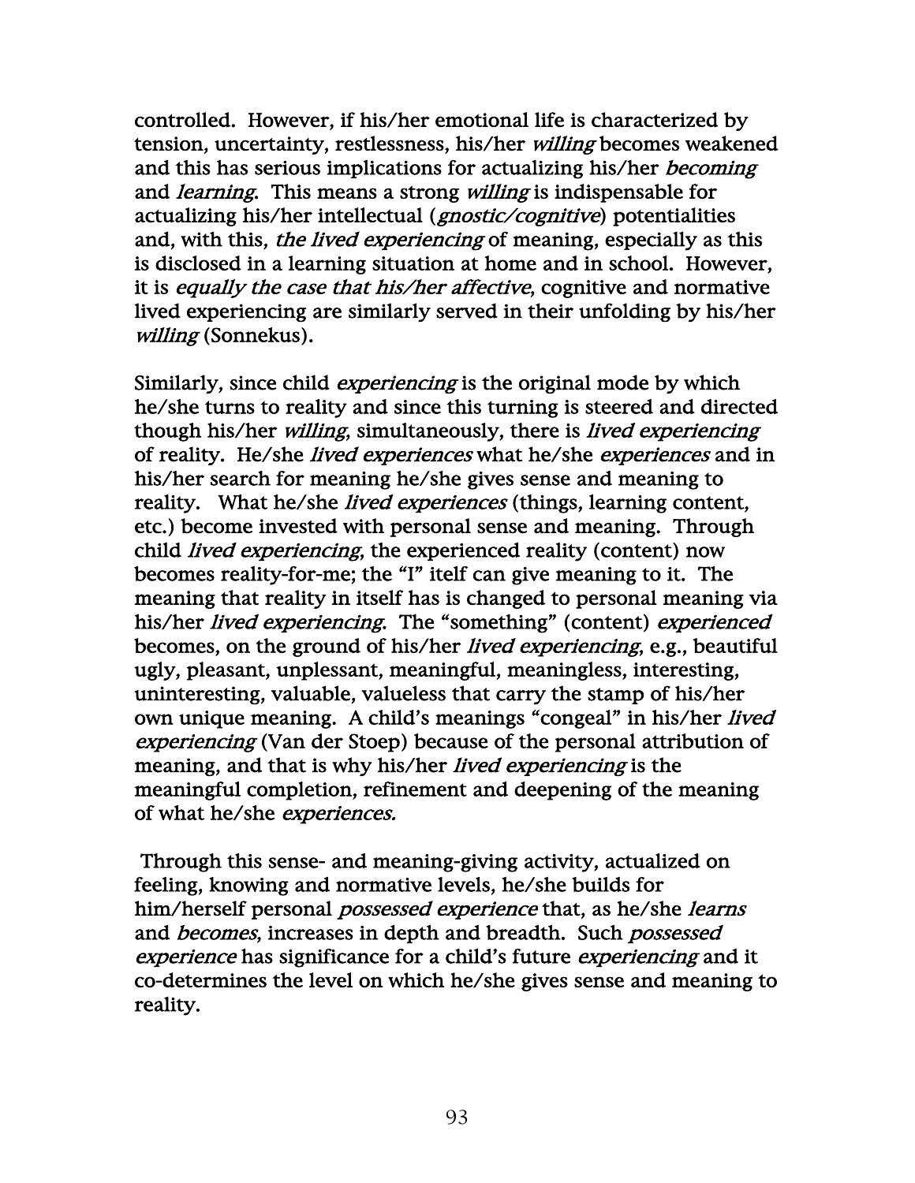controlled. However, if his/her emotional life is characterized by tension, uncertainty, restlessness, his/her *willing* becomes weakened and this has serious implications for actualizing his/her *becoming* and *learning*. This means a strong *willing* is indispensable for actualizing his/her intellectual (*gnostic/cognitive*) potentialities and, with this, *the lived experiencing* of meaning, especially as this is disclosed in a learning situation at home and in school. However, it is *equally the case that his/her affective*, cognitive and normative lived experiencing are similarly served in their unfolding by his/her *willing* (Sonnekus).

Similarly, since child *experiencing* is the original mode by which he/she turns to reality and since this turning is steered and directed though his/her *willing*, simultaneously, there is *lived experiencing* of reality. He/she *lived experiences* what he/she *experiences* and in his/her search for meaning he/she gives sense and meaning to reality. What he/she *lived experiences* (things, learning content, etc.) become invested with personal sense and meaning. Through child *lived experiencing*, the experienced reality (content) now becomes reality-for-me; the "I" itelf can give meaning to it. The meaning that reality in itself has is changed to personal meaning via his/her *lived experiencing*. The "something" (content) *experienced* becomes, on the ground of his/her *lived experiencing*, e.g., beautiful ugly, pleasant, unpleasant, meaningful, meaningless, interesting, uninteresting, valuable, valueless that carry the stamp of his/her own unique meaning. A child's meanings "congeal" in his/her *lived experiencing* (Van der Stoep) because of the personal attribution of meaning, and that is why his/her *lived experiencing* is the meaningful completion, refinement and deepening of the meaning of what he/she *experiences.*

Through this sense- and meaning-giving activity, actualized on feeling, knowing and normative levels, he/she builds for him/herself personal *possessed experience* that, as he/she *learns* and *becomes*, increases in depth and breadth. Such *possessed experience* has significance for a child's future *experiencing* and it co-determines the level on which he/she gives sense and meaning to reality.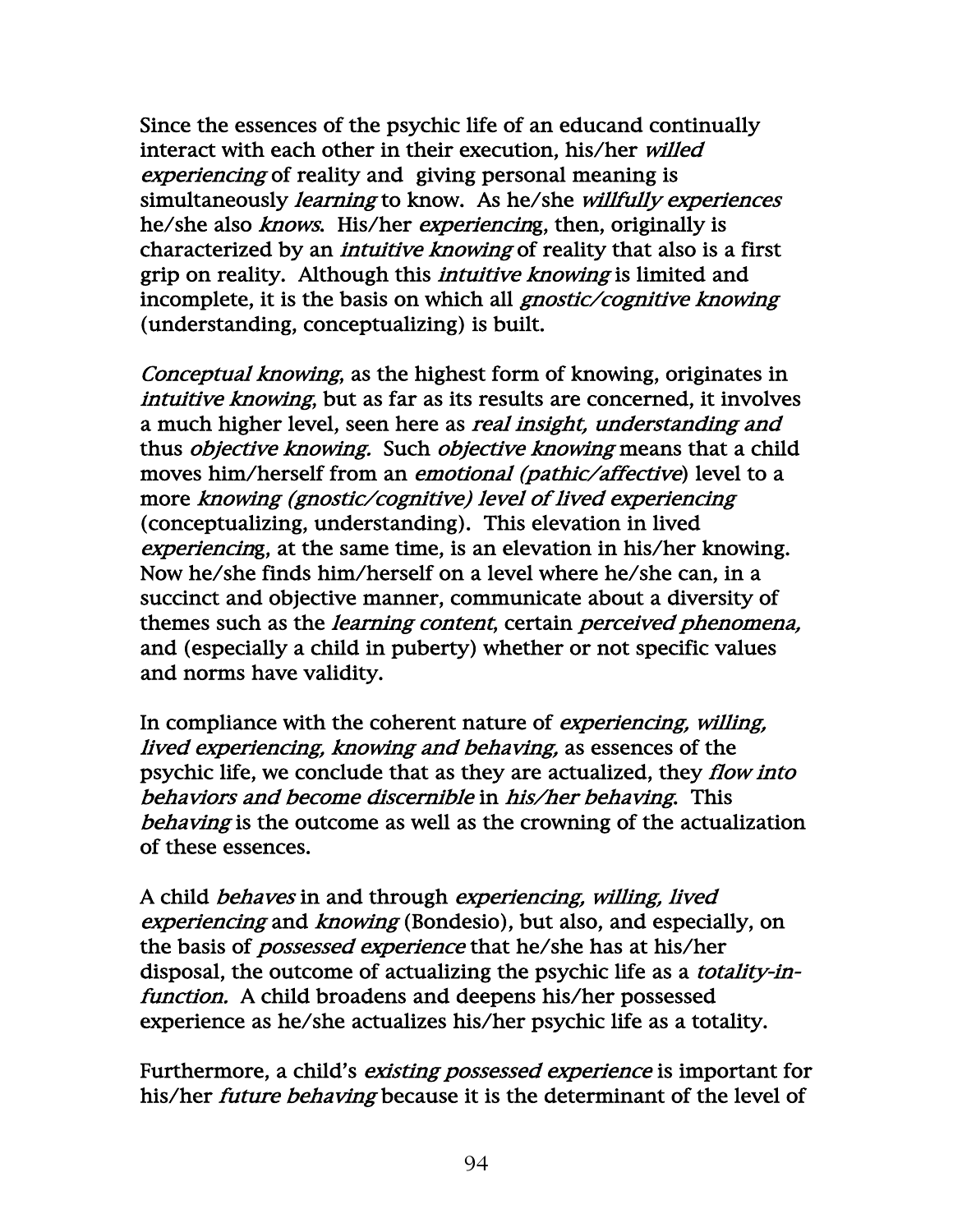Since the essences of the psychic life of an educand continually interact with each other in their execution, his/her *willed experiencing* of reality and giving personal meaning is simultaneously *learning* to know. As he/she *willfully experiences* he/she also *knows*. His/her *experiencing*, then, originally is characterized by an *intuitive knowing* of reality that also is a first grip on reality. Although this *intuitive knowing* is limited and incomplete, it is the basis on which all *gnostic/cognitive knowing* (understanding, conceptualizing) is built.

*Conceptual knowing*, as the highest form of knowing, originates in *intuitive knowing*, but as far as its results are concerned, it involves a much higher level, seen here as *real insight, understanding and* thus *objective knowing.* Such *objective knowing* means that a child moves him/herself from an *emotional (pathic/affective*) level to a more *knowing (gnostic/cognitive) level of lived experiencing* (conceptualizing, understanding). This elevation in lived *experiencing*, at the same time, is an elevation in his/her knowing. Now he/she finds him/herself on a level where he/she can, in a succinct and objective manner, communicate about a diversity of themes such as the *learning content*, certain *perceived phenomena,* and (especially a child in puberty) whether or not specific values and norms have validity.

In compliance with the coherent nature of *experiencing, willing, lived experiencing, knowing and behaving,* as essences of the psychic life, we conclude that as they are actualized, they *flow into behaviors and become discernible* in *his/her behaving*. This *behaving* is the outcome as well as the crowning of the actualization of these essences.

A child *behaves* in and through *experiencing, willing, lived experiencing* and *knowing* (Bondesio), but also, and especially, on the basis of *possessed experience* that he/she has at his/her disposal, the outcome of actualizing the psychic life as a *totality-in-function.* A child broadens and deepens his/her possessed experience as he/she actualizes his/her psychic life as a totality.

Furthermore, a child's *existing possessed experience* is important for his/her *future behaving* because it is the determinant of the level of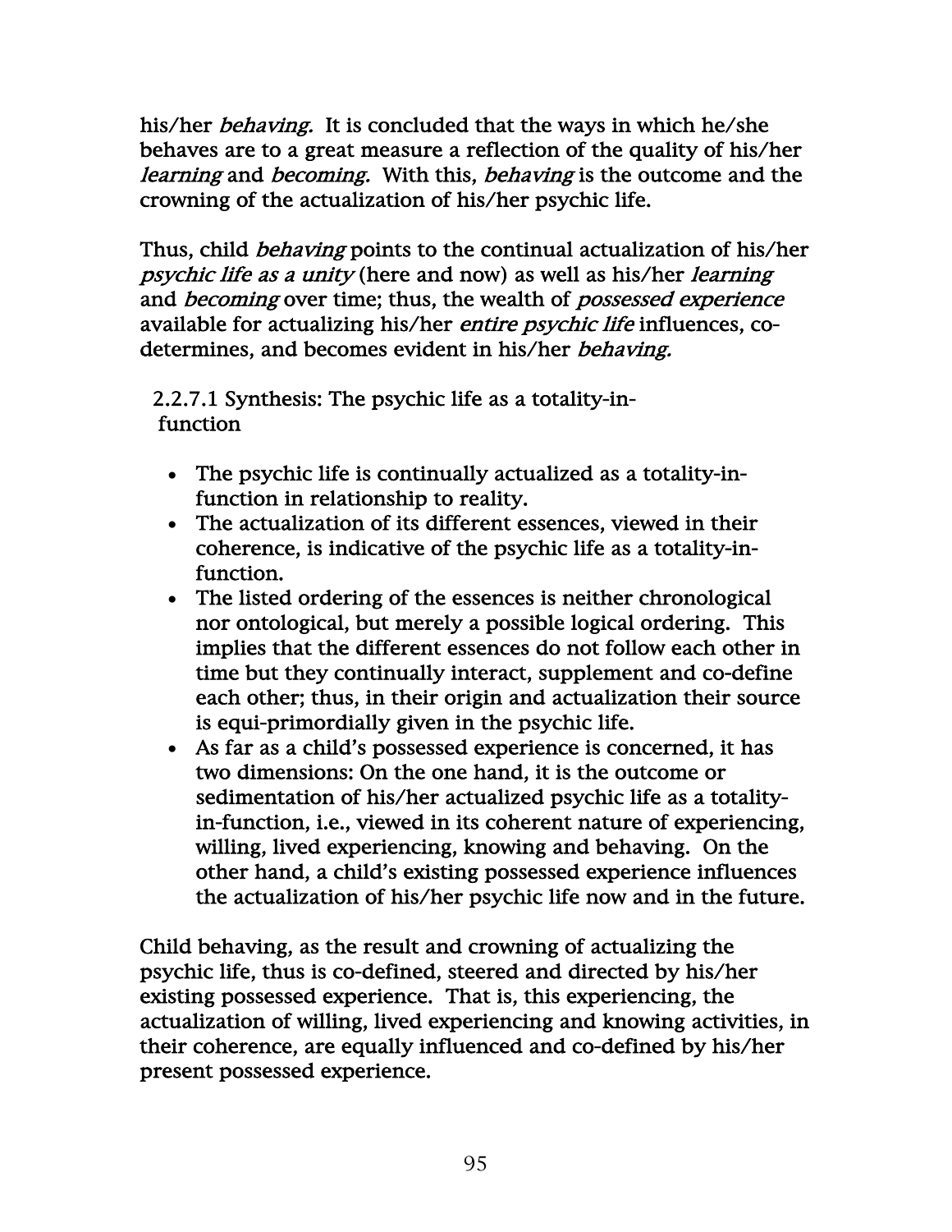his/her *behaving.* It is concluded that the ways in which he/she behaves are to a great measure a reflection of the quality of his/her *learning* and *becoming.* With this, *behaving* is the outcome and the crowning of the actualization of his/her psychic life.

Thus, child *behaving* points to the continual actualization of his/her *psychic life as a unity* (here and now) as well as his/her *learning* and *becoming* over time; thus, the wealth of *possessed experience* available for actualizing his/her *entire psychic life* influences, co-determines, and becomes evident in his/her *behaving.*

#### 2.2.7.1 Synthesis: The psychic life as a totality-in-function

- The psychic life is continually actualized as a totality-in-function in relationship to reality.
- The actualization of its different essences, viewed in their coherence, is indicative of the psychic life as a totality-in-function.
- The listed ordering of the essences is neither chronological nor ontological, but merely a possible logical ordering. This implies that the different essences do not follow each other in time but they continually interact, supplement and co-define each other; thus, in their origin and actualization their source is equi-primordially given in the psychic life.
- As far as a child's possessed experience is concerned, it has two dimensions: On the one hand, it is the outcome or sedimentation of his/her actualized psychic life as a totality-in-function, i.e., viewed in its coherent nature of experiencing, willing, lived experiencing, knowing and behaving. On the other hand, a child's existing possessed experience influences the actualization of his/her psychic life now and in the future.

Child behaving, as the result and crowning of actualizing the psychic life, thus is co-defined, steered and directed by his/her existing possessed experience. That is, this experiencing, the actualization of willing, lived experiencing and knowing activities, in their coherence, are equally influenced and co-defined by his/her present possessed experience.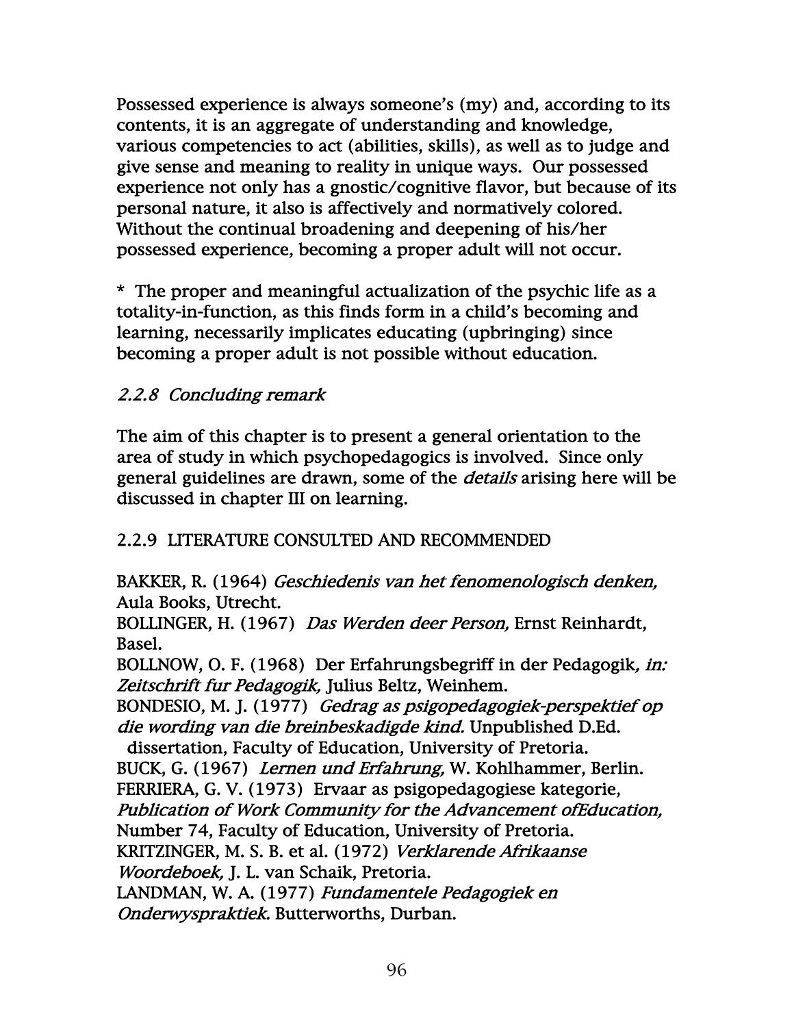Possessed experience is always someone's (my) and, according to its contents, it is an aggregate of understanding and knowledge, various competencies to act (abilities, skills), as well as to judge and give sense and meaning to reality in unique ways. Our possessed experience not only has a gnostic/cognitive flavor, but because of its personal nature, it also is affectively and normatively colored. Without the continual broadening and deepening of his/her possessed experience, becoming a proper adult will not occur.

* The proper and meaningful actualization of the psychic life as a totality-in-function, as this finds form in a child's becoming and learning, necessarily implicates educating (upbringing) since becoming a proper adult is not possible without education.

### *2.2.8 Concluding remark*

The aim of this chapter is to present a general orientation to the area of study in which psychopedagogics is involved. Since only general guidelines are drawn, some of the *details* arising here will be discussed in chapter III on learning.

### 2.2.9 LITERATURE CONSULTED AND RECOMMENDED

BAKKER, R. (1964) *Geschiedenis van het fenomenologisch denken,* Aula Books, Utrecht.
BOLLINGER, H. (1967) *Das Werden deer Person,* Ernst Reinhardt, Basel.
BOLLNOW, O. F. (1968) Der Erfahrungsbegriff in der Pedagogik*, in: Zeitschrift fur Pedagogik,* Julius Beltz, Weinhem.
BONDESIO, M. J. (1977) *Gedrag as psigopedagogiek-perspektief op die wording van die breinbeskadigde kind.* Unpublished D.Ed. dissertation, Faculty of Education, University of Pretoria.
BUCK, G. (1967) *Lernen und Erfahrung,* W. Kohlhammer, Berlin.
FERRIERA, G. V. (1973) Ervaar as psigopedagogiese kategorie, *Publication of Work Community for the Advancement ofEducation,* Number 74, Faculty of Education, University of Pretoria.
KRITZINGER, M. S. B. et al. (1972) *Verklarende Afrikaanse Woordeboek,* J. L. van Schaik, Pretoria.
LANDMAN, W. A. (1977) *Fundamentele Pedagogiek en Onderwyspraktiek.* Butterworths, Durban.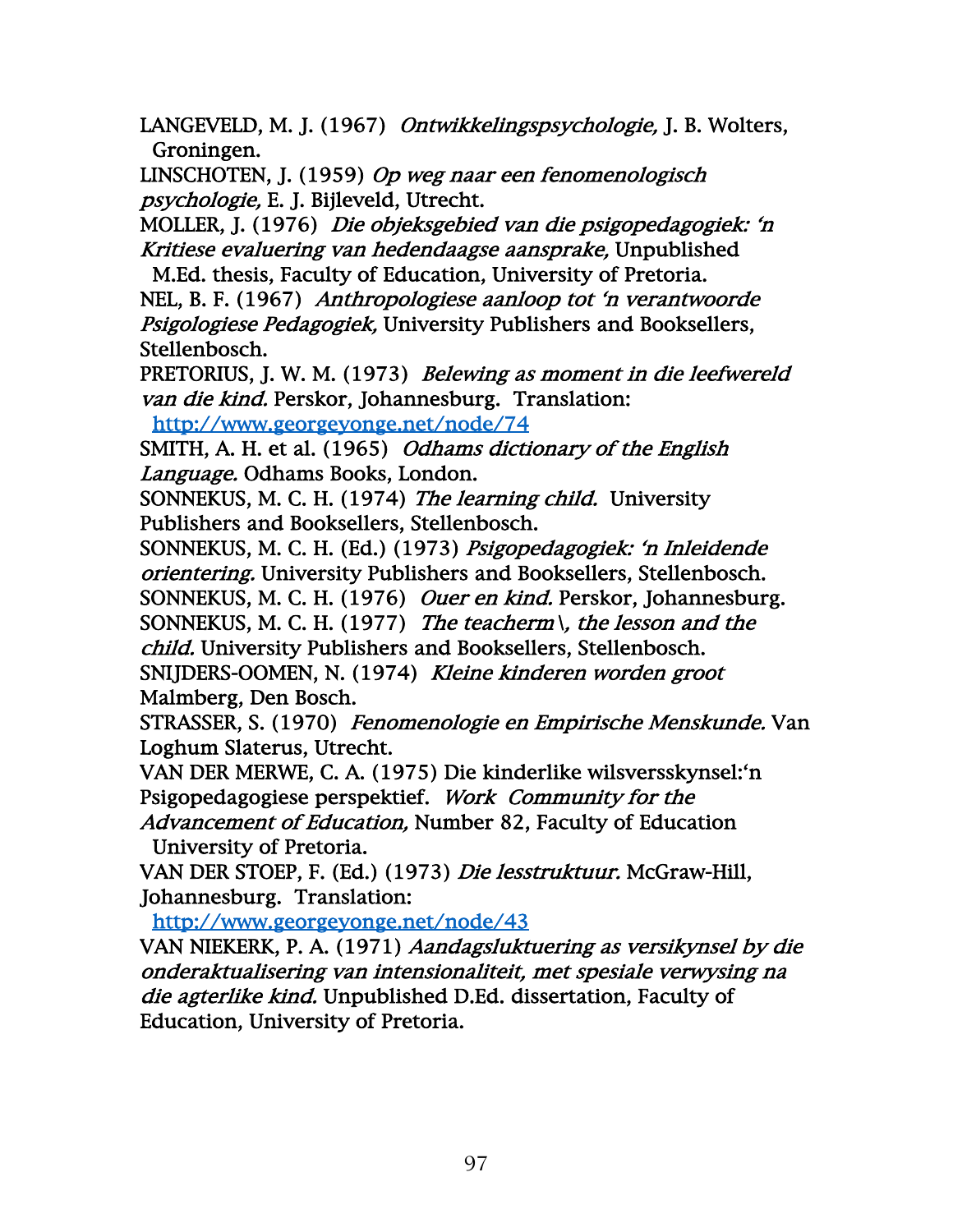LANGEVELD, M. J. (1967) *Ontwikkelingspsychologie,* J. B. Wolters, Groningen.

LINSCHOTEN, J. (1959) *Op weg naar een fenomenologisch psychologie,* E. J. Bijleveld, Utrecht.

MOLLER, J. (1976) *Die objeksgebied van die psigopedagogiek: 'n Kritiese evaluering van hedendaagse aansprake,* Unpublished M.Ed. thesis, Faculty of Education, University of Pretoria.

NEL, B. F. (1967) *Anthropologiese aanloop tot 'n verantwoorde Psigologiese Pedagogiek,* University Publishers and Booksellers, Stellenbosch.

PRETORIUS, J. W. M. (1973) *Belewing as moment in die leefwereld van die kind.* Perskor, Johannesburg. Translation: http://www.georgeyonge.net/node/74

SMITH, A. H. et al. (1965) *Odhams dictionary of the English Language.* Odhams Books, London.

SONNEKUS, M. C. H. (1974) *The learning child.* University Publishers and Booksellers, Stellenbosch.

SONNEKUS, M. C. H. (Ed.) (1973) *Psigopedagogiek: 'n Inleidende orientering.* University Publishers and Booksellers, Stellenbosch.

SONNEKUS, M. C. H. (1976) *Ouer en kind.* Perskor, Johannesburg.

SONNEKUS, M. C. H. (1977) *The teacherm\, the lesson and the child.* University Publishers and Booksellers, Stellenbosch.

SNIJDERS-OOMEN, N. (1974) *Kleine kinderen worden groot* Malmberg, Den Bosch.

STRASSER, S. (1970) *Fenomenologie en Empirische Menskunde.* Van Loghum Slaterus, Utrecht.

VAN DER MERWE, C. A. (1975) Die kinderlike wilsversskynsel:'n Psigopedagogiese perspektief. *Work Community for the Advancement of Education,* Number 82, Faculty of Education University of Pretoria.

VAN DER STOEP, F. (Ed.) (1973) *Die lesstruktuur.* McGraw-Hill, Johannesburg. Translation: http://www.georgeyonge.net/node/43

VAN NIEKERK, P. A. (1971) *Aandagsluktuering as versikynsel by die onderaktualisering van intensionaliteit, met spesiale verwysing na die agterlike kind.* Unpublished D.Ed. dissertation, Faculty of Education, University of Pretoria.